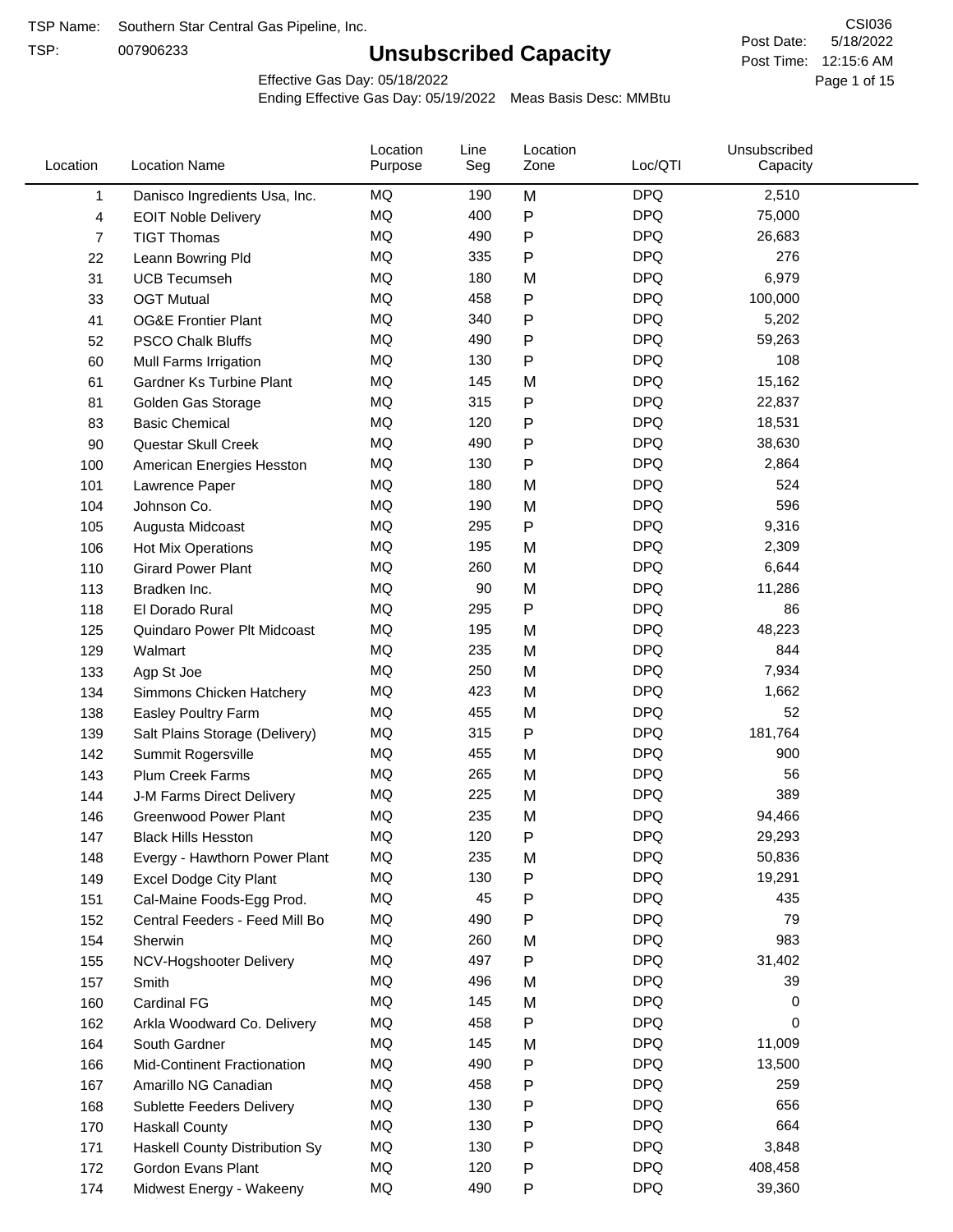TSP Name: Southern Star Central Gas Pipeline, Inc.

TSP: 007906233

# Unsubscribed Capacity

CSI036

Post Date: 5/18/2022

Post Time: 12:15:6 AM

Effective Gas Day: 05/18/2022

Ending Effective Gas Day: 05/19/2022 Meas Basis Desc: MMBtu

| Location | Location Name | Location Purpose | Line Seg | Location Zone | Loc/QTI | Unsubscribed Capacity |
|---|---|---|---|---|---|---|
| 1 | Danisco Ingredients Usa, Inc. | MQ | 190 | M | DPQ | 2,510 |
| 4 | EOIT Noble Delivery | MQ | 400 | P | DPQ | 75,000 |
| 7 | TIGT Thomas | MQ | 490 | P | DPQ | 26,683 |
| 22 | Leann Bowring Pld | MQ | 335 | P | DPQ | 276 |
| 31 | UCB Tecumseh | MQ | 180 | M | DPQ | 6,979 |
| 33 | OGT Mutual | MQ | 458 | P | DPQ | 100,000 |
| 41 | OG&E Frontier Plant | MQ | 340 | P | DPQ | 5,202 |
| 52 | PSCO Chalk Bluffs | MQ | 490 | P | DPQ | 59,263 |
| 60 | Mull Farms Irrigation | MQ | 130 | P | DPQ | 108 |
| 61 | Gardner Ks Turbine Plant | MQ | 145 | M | DPQ | 15,162 |
| 81 | Golden Gas Storage | MQ | 315 | P | DPQ | 22,837 |
| 83 | Basic Chemical | MQ | 120 | P | DPQ | 18,531 |
| 90 | Questar Skull Creek | MQ | 490 | P | DPQ | 38,630 |
| 100 | American Energies Hesston | MQ | 130 | P | DPQ | 2,864 |
| 101 | Lawrence Paper | MQ | 180 | M | DPQ | 524 |
| 104 | Johnson Co. | MQ | 190 | M | DPQ | 596 |
| 105 | Augusta Midcoast | MQ | 295 | P | DPQ | 9,316 |
| 106 | Hot Mix Operations | MQ | 195 | M | DPQ | 2,309 |
| 110 | Girard Power Plant | MQ | 260 | M | DPQ | 6,644 |
| 113 | Bradken Inc. | MQ | 90 | M | DPQ | 11,286 |
| 118 | El Dorado Rural | MQ | 295 | P | DPQ | 86 |
| 125 | Quindaro Power Plt Midcoast | MQ | 195 | M | DPQ | 48,223 |
| 129 | Walmart | MQ | 235 | M | DPQ | 844 |
| 133 | Agp St Joe | MQ | 250 | M | DPQ | 7,934 |
| 134 | Simmons Chicken Hatchery | MQ | 423 | M | DPQ | 1,662 |
| 138 | Easley Poultry Farm | MQ | 455 | M | DPQ | 52 |
| 139 | Salt Plains Storage (Delivery) | MQ | 315 | P | DPQ | 181,764 |
| 142 | Summit Rogersville | MQ | 455 | M | DPQ | 900 |
| 143 | Plum Creek Farms | MQ | 265 | M | DPQ | 56 |
| 144 | J-M Farms Direct Delivery | MQ | 225 | M | DPQ | 389 |
| 146 | Greenwood Power Plant | MQ | 235 | M | DPQ | 94,466 |
| 147 | Black Hills Hesston | MQ | 120 | P | DPQ | 29,293 |
| 148 | Evergy - Hawthorn Power Plant | MQ | 235 | M | DPQ | 50,836 |
| 149 | Excel Dodge City Plant | MQ | 130 | P | DPQ | 19,291 |
| 151 | Cal-Maine Foods-Egg Prod. | MQ | 45 | P | DPQ | 435 |
| 152 | Central Feeders - Feed Mill Bo | MQ | 490 | P | DPQ | 79 |
| 154 | Sherwin | MQ | 260 | M | DPQ | 983 |
| 155 | NCV-Hogshooter Delivery | MQ | 497 | P | DPQ | 31,402 |
| 157 | Smith | MQ | 496 | M | DPQ | 39 |
| 160 | Cardinal FG | MQ | 145 | M | DPQ | 0 |
| 162 | Arkla Woodward Co. Delivery | MQ | 458 | P | DPQ | 0 |
| 164 | South Gardner | MQ | 145 | M | DPQ | 11,009 |
| 166 | Mid-Continent Fractionation | MQ | 490 | P | DPQ | 13,500 |
| 167 | Amarillo NG Canadian | MQ | 458 | P | DPQ | 259 |
| 168 | Sublette Feeders Delivery | MQ | 130 | P | DPQ | 656 |
| 170 | Haskall County | MQ | 130 | P | DPQ | 664 |
| 171 | Haskall County Distribution Sy | MQ | 130 | P | DPQ | 3,848 |
| 172 | Gordon Evans Plant | MQ | 120 | P | DPQ | 408,458 |
| 174 | Midwest Energy - Wakeeny | MQ | 490 | P | DPQ | 39,360 |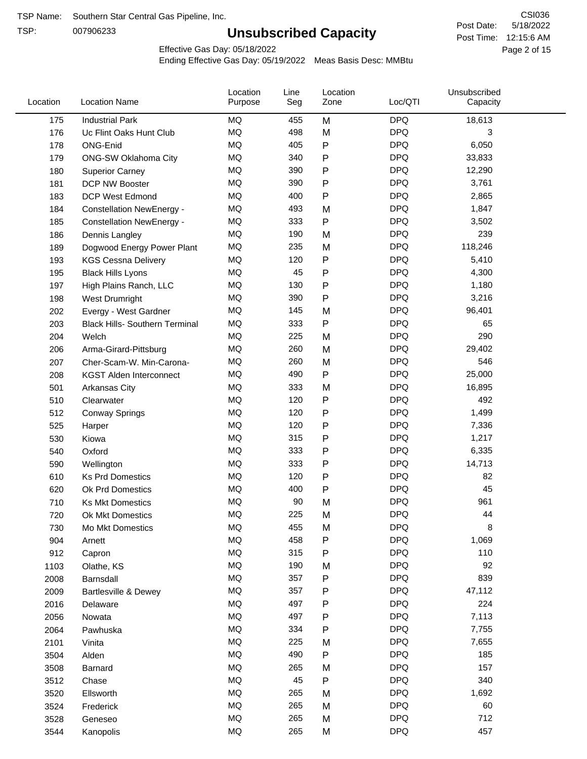TSP Name: Southern Star Central Gas Pipeline, Inc.

TSP: 007906233

# Unsubscribed Capacity

CSI036

Post Date: 5/18/2022

Post Time: 12:15:6 AM

Effective Gas Day: 05/18/2022

Ending Effective Gas Day: 05/19/2022 Meas Basis Desc: MMBtu

| Location | Location Name | Location Purpose | Line Seg | Location Zone | Loc/QTI | Unsubscribed Capacity |
|---|---|---|---|---|---|---|
| 175 | Industrial Park | MQ | 455 | M | DPQ | 18,613 |
| 176 | Uc Flint Oaks Hunt Club | MQ | 498 | M | DPQ | 3 |
| 178 | ONG-Enid | MQ | 405 | P | DPQ | 6,050 |
| 179 | ONG-SW Oklahoma City | MQ | 340 | P | DPQ | 33,833 |
| 180 | Superior Carney | MQ | 390 | P | DPQ | 12,290 |
| 181 | DCP NW Booster | MQ | 390 | P | DPQ | 3,761 |
| 183 | DCP West Edmond | MQ | 400 | P | DPQ | 2,865 |
| 184 | Constellation NewEnergy - | MQ | 493 | M | DPQ | 1,847 |
| 185 | Constellation NewEnergy - | MQ | 333 | P | DPQ | 3,502 |
| 186 | Dennis Langley | MQ | 190 | M | DPQ | 239 |
| 189 | Dogwood Energy Power Plant | MQ | 235 | M | DPQ | 118,246 |
| 193 | KGS Cessna Delivery | MQ | 120 | P | DPQ | 5,410 |
| 195 | Black Hills Lyons | MQ | 45 | P | DPQ | 4,300 |
| 197 | High Plains Ranch, LLC | MQ | 130 | P | DPQ | 1,180 |
| 198 | West Drumright | MQ | 390 | P | DPQ | 3,216 |
| 202 | Evergy - West Gardner | MQ | 145 | M | DPQ | 96,401 |
| 203 | Black Hills- Southern Terminal | MQ | 333 | P | DPQ | 65 |
| 204 | Welch | MQ | 225 | M | DPQ | 290 |
| 206 | Arma-Girard-Pittsburg | MQ | 260 | M | DPQ | 29,402 |
| 207 | Cher-Scam-W. Min-Carona- | MQ | 260 | M | DPQ | 546 |
| 208 | KGST Alden Interconnect | MQ | 490 | P | DPQ | 25,000 |
| 501 | Arkansas City | MQ | 333 | M | DPQ | 16,895 |
| 510 | Clearwater | MQ | 120 | P | DPQ | 492 |
| 512 | Conway Springs | MQ | 120 | P | DPQ | 1,499 |
| 525 | Harper | MQ | 120 | P | DPQ | 7,336 |
| 530 | Kiowa | MQ | 315 | P | DPQ | 1,217 |
| 540 | Oxford | MQ | 333 | P | DPQ | 6,335 |
| 590 | Wellington | MQ | 333 | P | DPQ | 14,713 |
| 610 | Ks Prd Domestics | MQ | 120 | P | DPQ | 82 |
| 620 | Ok Prd Domestics | MQ | 400 | P | DPQ | 45 |
| 710 | Ks Mkt Domestics | MQ | 90 | M | DPQ | 961 |
| 720 | Ok Mkt Domestics | MQ | 225 | M | DPQ | 44 |
| 730 | Mo Mkt Domestics | MQ | 455 | M | DPQ | 8 |
| 904 | Arnett | MQ | 458 | P | DPQ | 1,069 |
| 912 | Capron | MQ | 315 | P | DPQ | 110 |
| 1103 | Olathe, KS | MQ | 190 | M | DPQ | 92 |
| 2008 | Barnsdall | MQ | 357 | P | DPQ | 839 |
| 2009 | Bartlesville & Dewey | MQ | 357 | P | DPQ | 47,112 |
| 2016 | Delaware | MQ | 497 | P | DPQ | 224 |
| 2056 | Nowata | MQ | 497 | P | DPQ | 7,113 |
| 2064 | Pawhuska | MQ | 334 | P | DPQ | 7,755 |
| 2101 | Vinita | MQ | 225 | M | DPQ | 7,655 |
| 3504 | Alden | MQ | 490 | P | DPQ | 185 |
| 3508 | Barnard | MQ | 265 | M | DPQ | 157 |
| 3512 | Chase | MQ | 45 | P | DPQ | 340 |
| 3520 | Ellsworth | MQ | 265 | M | DPQ | 1,692 |
| 3524 | Frederick | MQ | 265 | M | DPQ | 60 |
| 3528 | Geneseo | MQ | 265 | M | DPQ | 712 |
| 3544 | Kanopolis | MQ | 265 | M | DPQ | 457 |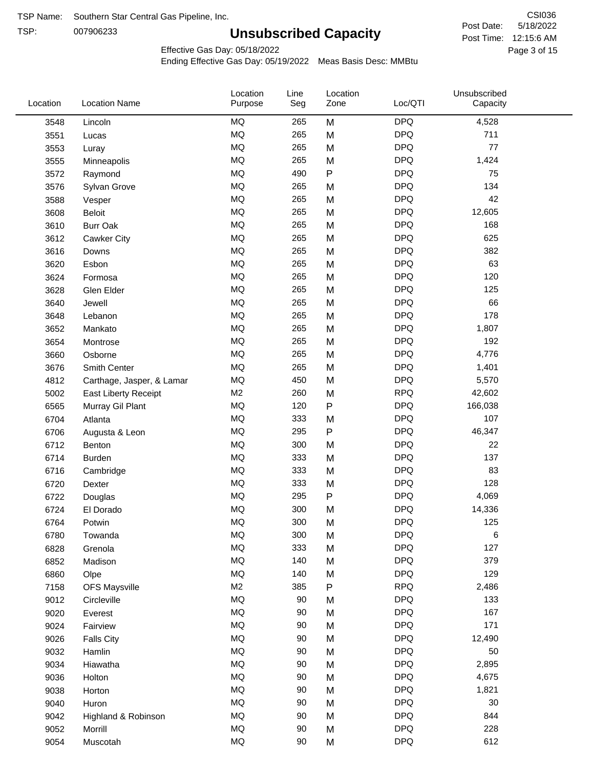TSP Name: Southern Star Central Gas Pipeline, Inc.

TSP: 007906233

# Unsubscribed Capacity

CSI036

Post Date: 5/18/2022

Post Time: 12:15:6 AM

Effective Gas Day: 05/18/2022

Ending Effective Gas Day: 05/19/2022 Meas Basis Desc: MMBtu

| Location | Location Name | Location Purpose | Line Seg | Location Zone | Loc/QTI | Unsubscribed Capacity |
|---|---|---|---|---|---|---|
| 3548 | Lincoln | MQ | 265 | M | DPQ | 4,528 |
| 3551 | Lucas | MQ | 265 | M | DPQ | 711 |
| 3553 | Luray | MQ | 265 | M | DPQ | 77 |
| 3555 | Minneapolis | MQ | 265 | M | DPQ | 1,424 |
| 3572 | Raymond | MQ | 490 | P | DPQ | 75 |
| 3576 | Sylvan Grove | MQ | 265 | M | DPQ | 134 |
| 3588 | Vesper | MQ | 265 | M | DPQ | 42 |
| 3608 | Beloit | MQ | 265 | M | DPQ | 12,605 |
| 3610 | Burr Oak | MQ | 265 | M | DPQ | 168 |
| 3612 | Cawker City | MQ | 265 | M | DPQ | 625 |
| 3616 | Downs | MQ | 265 | M | DPQ | 382 |
| 3620 | Esbon | MQ | 265 | M | DPQ | 63 |
| 3624 | Formosa | MQ | 265 | M | DPQ | 120 |
| 3628 | Glen Elder | MQ | 265 | M | DPQ | 125 |
| 3640 | Jewell | MQ | 265 | M | DPQ | 66 |
| 3648 | Lebanon | MQ | 265 | M | DPQ | 178 |
| 3652 | Mankato | MQ | 265 | M | DPQ | 1,807 |
| 3654 | Montrose | MQ | 265 | M | DPQ | 192 |
| 3660 | Osborne | MQ | 265 | M | DPQ | 4,776 |
| 3676 | Smith Center | MQ | 265 | M | DPQ | 1,401 |
| 4812 | Carthage, Jasper, & Lamar | MQ | 450 | M | DPQ | 5,570 |
| 5002 | East Liberty Receipt | M2 | 260 | M | RPQ | 42,602 |
| 6565 | Murray Gil Plant | MQ | 120 | P | DPQ | 166,038 |
| 6704 | Atlanta | MQ | 333 | M | DPQ | 107 |
| 6706 | Augusta & Leon | MQ | 295 | P | DPQ | 46,347 |
| 6712 | Benton | MQ | 300 | M | DPQ | 22 |
| 6714 | Burden | MQ | 333 | M | DPQ | 137 |
| 6716 | Cambridge | MQ | 333 | M | DPQ | 83 |
| 6720 | Dexter | MQ | 333 | M | DPQ | 128 |
| 6722 | Douglas | MQ | 295 | P | DPQ | 4,069 |
| 6724 | El Dorado | MQ | 300 | M | DPQ | 14,336 |
| 6764 | Potwin | MQ | 300 | M | DPQ | 125 |
| 6780 | Towanda | MQ | 300 | M | DPQ | 6 |
| 6828 | Grenola | MQ | 333 | M | DPQ | 127 |
| 6852 | Madison | MQ | 140 | M | DPQ | 379 |
| 6860 | Olpe | MQ | 140 | M | DPQ | 129 |
| 7158 | OFS Maysville | M2 | 385 | P | RPQ | 2,486 |
| 9012 | Circleville | MQ | 90 | M | DPQ | 133 |
| 9020 | Everest | MQ | 90 | M | DPQ | 167 |
| 9024 | Fairview | MQ | 90 | M | DPQ | 171 |
| 9026 | Falls City | MQ | 90 | M | DPQ | 12,490 |
| 9032 | Hamlin | MQ | 90 | M | DPQ | 50 |
| 9034 | Hiawatha | MQ | 90 | M | DPQ | 2,895 |
| 9036 | Holton | MQ | 90 | M | DPQ | 4,675 |
| 9038 | Horton | MQ | 90 | M | DPQ | 1,821 |
| 9040 | Huron | MQ | 90 | M | DPQ | 30 |
| 9042 | Highland & Robinson | MQ | 90 | M | DPQ | 844 |
| 9052 | Morrill | MQ | 90 | M | DPQ | 228 |
| 9054 | Muscotah | MQ | 90 | M | DPQ | 612 |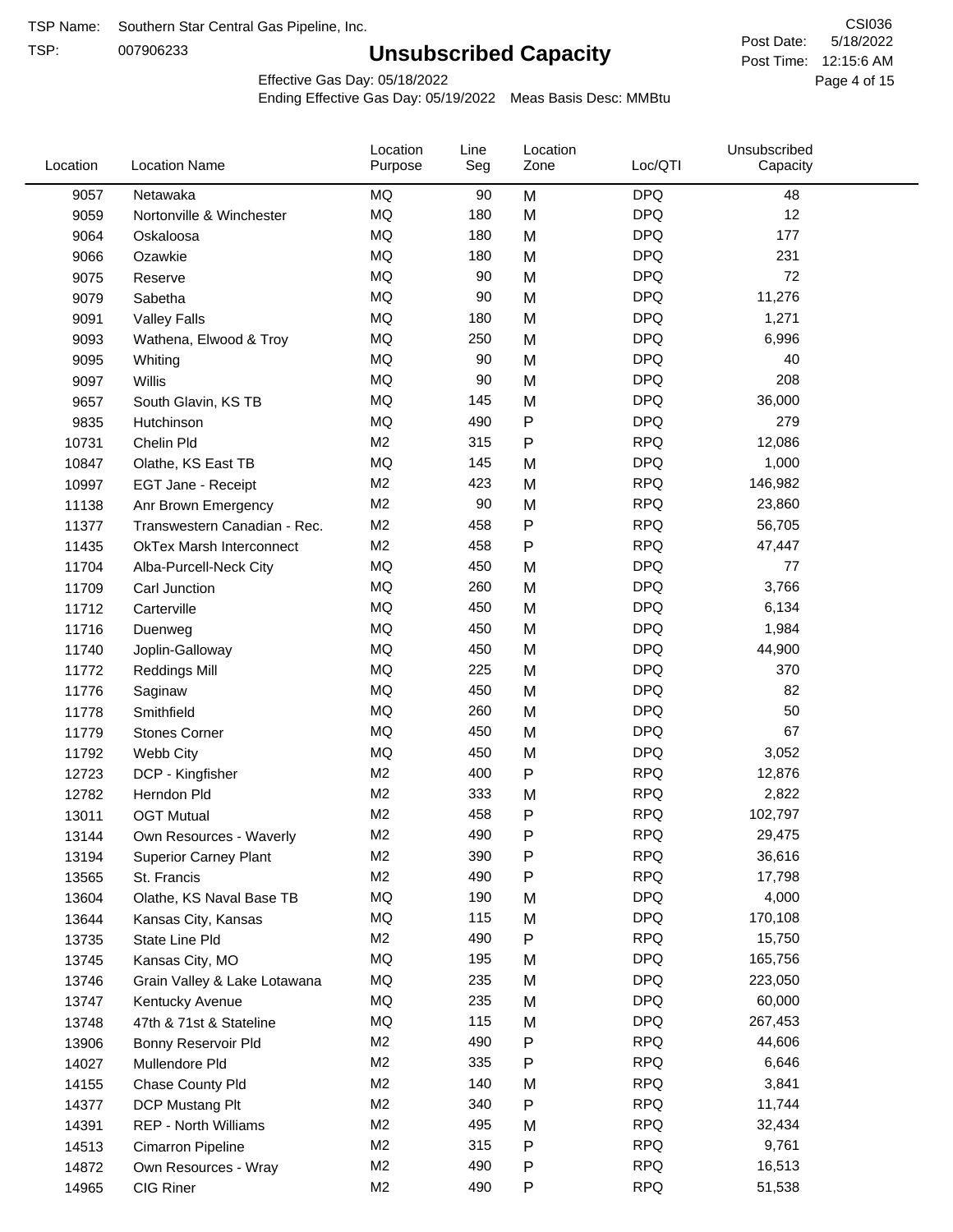TSP Name: Southern Star Central Gas Pipeline, Inc.
TSP: 007906233

# Unsubscribed Capacity

CSI036
Post Date: 5/18/2022
Post Time: 12:15:6 AM

Effective Gas Day: 05/18/2022
Ending Effective Gas Day: 05/19/2022 Meas Basis Desc: MMBtu

| Location | Location Name | Location Purpose | Line Seg | Location Zone | Loc/QTI | Unsubscribed Capacity |
|---|---|---|---|---|---|---|
| 9057 | Netawaka | MQ | 90 | M | DPQ | 48 |
| 9059 | Nortonville & Winchester | MQ | 180 | M | DPQ | 12 |
| 9064 | Oskaloosa | MQ | 180 | M | DPQ | 177 |
| 9066 | Ozawkie | MQ | 180 | M | DPQ | 231 |
| 9075 | Reserve | MQ | 90 | M | DPQ | 72 |
| 9079 | Sabetha | MQ | 90 | M | DPQ | 11,276 |
| 9091 | Valley Falls | MQ | 180 | M | DPQ | 1,271 |
| 9093 | Wathena, Elwood & Troy | MQ | 250 | M | DPQ | 6,996 |
| 9095 | Whiting | MQ | 90 | M | DPQ | 40 |
| 9097 | Willis | MQ | 90 | M | DPQ | 208 |
| 9657 | South Glavin, KS TB | MQ | 145 | M | DPQ | 36,000 |
| 9835 | Hutchinson | MQ | 490 | P | DPQ | 279 |
| 10731 | Chelin Pld | M2 | 315 | P | RPQ | 12,086 |
| 10847 | Olathe, KS East TB | MQ | 145 | M | DPQ | 1,000 |
| 10997 | EGT Jane - Receipt | M2 | 423 | M | RPQ | 146,982 |
| 11138 | Anr Brown Emergency | M2 | 90 | M | RPQ | 23,860 |
| 11377 | Transwestern Canadian - Rec. | M2 | 458 | P | RPQ | 56,705 |
| 11435 | OkTex Marsh Interconnect | M2 | 458 | P | RPQ | 47,447 |
| 11704 | Alba-Purcell-Neck City | MQ | 450 | M | DPQ | 77 |
| 11709 | Carl Junction | MQ | 260 | M | DPQ | 3,766 |
| 11712 | Carterville | MQ | 450 | M | DPQ | 6,134 |
| 11716 | Duenweg | MQ | 450 | M | DPQ | 1,984 |
| 11740 | Joplin-Galloway | MQ | 450 | M | DPQ | 44,900 |
| 11772 | Reddings Mill | MQ | 225 | M | DPQ | 370 |
| 11776 | Saginaw | MQ | 450 | M | DPQ | 82 |
| 11778 | Smithfield | MQ | 260 | M | DPQ | 50 |
| 11779 | Stones Corner | MQ | 450 | M | DPQ | 67 |
| 11792 | Webb City | MQ | 450 | M | DPQ | 3,052 |
| 12723 | DCP - Kingfisher | M2 | 400 | P | RPQ | 12,876 |
| 12782 | Herndon Pld | M2 | 333 | M | RPQ | 2,822 |
| 13011 | OGT Mutual | M2 | 458 | P | RPQ | 102,797 |
| 13144 | Own Resources - Waverly | M2 | 490 | P | RPQ | 29,475 |
| 13194 | Superior Carney Plant | M2 | 390 | P | RPQ | 36,616 |
| 13565 | St. Francis | M2 | 490 | P | RPQ | 17,798 |
| 13604 | Olathe, KS Naval Base TB | MQ | 190 | M | DPQ | 4,000 |
| 13644 | Kansas City, Kansas | MQ | 115 | M | DPQ | 170,108 |
| 13735 | State Line Pld | M2 | 490 | P | RPQ | 15,750 |
| 13745 | Kansas City, MO | MQ | 195 | M | DPQ | 165,756 |
| 13746 | Grain Valley & Lake Lotawana | MQ | 235 | M | DPQ | 223,050 |
| 13747 | Kentucky Avenue | MQ | 235 | M | DPQ | 60,000 |
| 13748 | 47th & 71st & Stateline | MQ | 115 | M | DPQ | 267,453 |
| 13906 | Bonny Reservoir Pld | M2 | 490 | P | RPQ | 44,606 |
| 14027 | Mullendore Pld | M2 | 335 | P | RPQ | 6,646 |
| 14155 | Chase County Pld | M2 | 140 | M | RPQ | 3,841 |
| 14377 | DCP Mustang Plt | M2 | 340 | P | RPQ | 11,744 |
| 14391 | REP - North Williams | M2 | 495 | M | RPQ | 32,434 |
| 14513 | Cimarron Pipeline | M2 | 315 | P | RPQ | 9,761 |
| 14872 | Own Resources - Wray | M2 | 490 | P | RPQ | 16,513 |
| 14965 | CIG Riner | M2 | 490 | P | RPQ | 51,538 |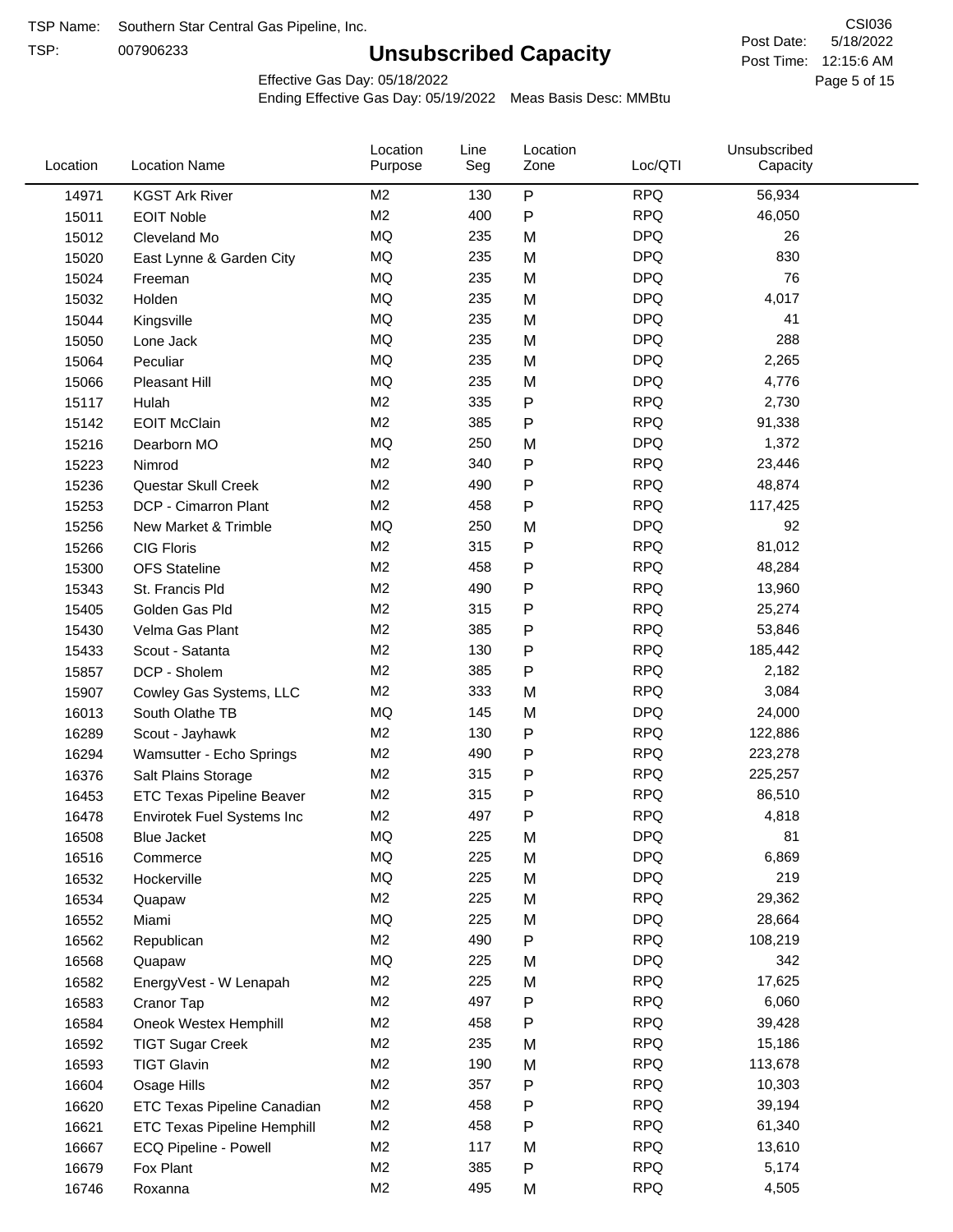TSP Name: Southern Star Central Gas Pipeline, Inc.

TSP: 007906233

# Unsubscribed Capacity

CSI036

Post Date: 5/18/2022

Post Time: 12:15:6 AM

Effective Gas Day: 05/18/2022

Ending Effective Gas Day: 05/19/2022 Meas Basis Desc: MMBtu

| Location | Location Name | Location Purpose | Line Seg | Location Zone | Loc/QTI | Unsubscribed Capacity |
|---|---|---|---|---|---|---|
| 14971 | KGST Ark River | M2 | 130 | P | RPQ | 56,934 |
| 15011 | EOIT Noble | M2 | 400 | P | RPQ | 46,050 |
| 15012 | Cleveland Mo | MQ | 235 | M | DPQ | 26 |
| 15020 | East Lynne & Garden City | MQ | 235 | M | DPQ | 830 |
| 15024 | Freeman | MQ | 235 | M | DPQ | 76 |
| 15032 | Holden | MQ | 235 | M | DPQ | 4,017 |
| 15044 | Kingsville | MQ | 235 | M | DPQ | 41 |
| 15050 | Lone Jack | MQ | 235 | M | DPQ | 288 |
| 15064 | Peculiar | MQ | 235 | M | DPQ | 2,265 |
| 15066 | Pleasant Hill | MQ | 235 | M | DPQ | 4,776 |
| 15117 | Hulah | M2 | 335 | P | RPQ | 2,730 |
| 15142 | EOIT McClain | M2 | 385 | P | RPQ | 91,338 |
| 15216 | Dearborn MO | MQ | 250 | M | DPQ | 1,372 |
| 15223 | Nimrod | M2 | 340 | P | RPQ | 23,446 |
| 15236 | Questar Skull Creek | M2 | 490 | P | RPQ | 48,874 |
| 15253 | DCP - Cimarron Plant | M2 | 458 | P | RPQ | 117,425 |
| 15256 | New Market & Trimble | MQ | 250 | M | DPQ | 92 |
| 15266 | CIG Floris | M2 | 315 | P | RPQ | 81,012 |
| 15300 | OFS Stateline | M2 | 458 | P | RPQ | 48,284 |
| 15343 | St. Francis Pld | M2 | 490 | P | RPQ | 13,960 |
| 15405 | Golden Gas Pld | M2 | 315 | P | RPQ | 25,274 |
| 15430 | Velma Gas Plant | M2 | 385 | P | RPQ | 53,846 |
| 15433 | Scout - Satanta | M2 | 130 | P | RPQ | 185,442 |
| 15857 | DCP - Sholem | M2 | 385 | P | RPQ | 2,182 |
| 15907 | Cowley Gas Systems, LLC | M2 | 333 | M | RPQ | 3,084 |
| 16013 | South Olathe TB | MQ | 145 | M | DPQ | 24,000 |
| 16289 | Scout - Jayhawk | M2 | 130 | P | RPQ | 122,886 |
| 16294 | Wamsutter - Echo Springs | M2 | 490 | P | RPQ | 223,278 |
| 16376 | Salt Plains Storage | M2 | 315 | P | RPQ | 225,257 |
| 16453 | ETC Texas Pipeline Beaver | M2 | 315 | P | RPQ | 86,510 |
| 16478 | Envirotek Fuel Systems Inc | M2 | 497 | P | RPQ | 4,818 |
| 16508 | Blue Jacket | MQ | 225 | M | DPQ | 81 |
| 16516 | Commerce | MQ | 225 | M | DPQ | 6,869 |
| 16532 | Hockerville | MQ | 225 | M | DPQ | 219 |
| 16534 | Quapaw | M2 | 225 | M | RPQ | 29,362 |
| 16552 | Miami | MQ | 225 | M | DPQ | 28,664 |
| 16562 | Republican | M2 | 490 | P | RPQ | 108,219 |
| 16568 | Quapaw | MQ | 225 | M | DPQ | 342 |
| 16582 | EnergyVest - W Lenapah | M2 | 225 | M | RPQ | 17,625 |
| 16583 | Cranor Tap | M2 | 497 | P | RPQ | 6,060 |
| 16584 | Oneok Westex Hemphill | M2 | 458 | P | RPQ | 39,428 |
| 16592 | TIGT Sugar Creek | M2 | 235 | M | RPQ | 15,186 |
| 16593 | TIGT Glavin | M2 | 190 | M | RPQ | 113,678 |
| 16604 | Osage Hills | M2 | 357 | P | RPQ | 10,303 |
| 16620 | ETC Texas Pipeline Canadian | M2 | 458 | P | RPQ | 39,194 |
| 16621 | ETC Texas Pipeline Hemphill | M2 | 458 | P | RPQ | 61,340 |
| 16667 | ECQ Pipeline - Powell | M2 | 117 | M | RPQ | 13,610 |
| 16679 | Fox Plant | M2 | 385 | P | RPQ | 5,174 |
| 16746 | Roxanna | M2 | 495 | M | RPQ | 4,505 |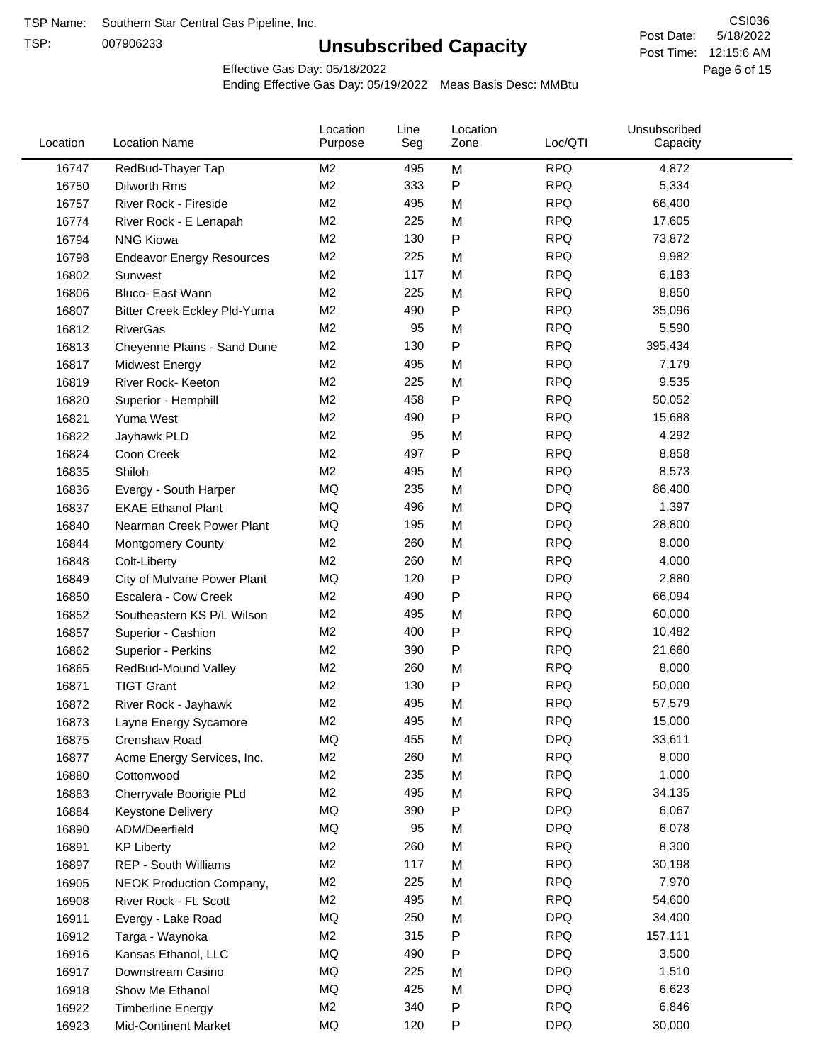TSP Name: Southern Star Central Gas Pipeline, Inc.

TSP: 007906233

# Unsubscribed Capacity

CSI036

Post Date: 5/18/2022

Post Time: 12:15:6 AM

Effective Gas Day: 05/18/2022

Ending Effective Gas Day: 05/19/2022 Meas Basis Desc: MMBtu

| Location | Location Name | Location Purpose | Line Seg | Location Zone | Loc/QTI | Unsubscribed Capacity |
|---|---|---|---|---|---|---|
| 16747 | RedBud-Thayer Tap | M2 | 495 | M | RPQ | 4,872 |
| 16750 | Dilworth Rms | M2 | 333 | P | RPQ | 5,334 |
| 16757 | River Rock - Fireside | M2 | 495 | M | RPQ | 66,400 |
| 16774 | River Rock - E Lenapah | M2 | 225 | M | RPQ | 17,605 |
| 16794 | NNG Kiowa | M2 | 130 | P | RPQ | 73,872 |
| 16798 | Endeavor Energy Resources | M2 | 225 | M | RPQ | 9,982 |
| 16802 | Sunwest | M2 | 117 | M | RPQ | 6,183 |
| 16806 | Bluco- East Wann | M2 | 225 | M | RPQ | 8,850 |
| 16807 | Bitter Creek Eckley Pld-Yuma | M2 | 490 | P | RPQ | 35,096 |
| 16812 | RiverGas | M2 | 95 | M | RPQ | 5,590 |
| 16813 | Cheyenne Plains - Sand Dune | M2 | 130 | P | RPQ | 395,434 |
| 16817 | Midwest Energy | M2 | 495 | M | RPQ | 7,179 |
| 16819 | River Rock- Keeton | M2 | 225 | M | RPQ | 9,535 |
| 16820 | Superior - Hemphill | M2 | 458 | P | RPQ | 50,052 |
| 16821 | Yuma West | M2 | 490 | P | RPQ | 15,688 |
| 16822 | Jayhawk PLD | M2 | 95 | M | RPQ | 4,292 |
| 16824 | Coon Creek | M2 | 497 | P | RPQ | 8,858 |
| 16835 | Shiloh | M2 | 495 | M | RPQ | 8,573 |
| 16836 | Evergy - South Harper | MQ | 235 | M | DPQ | 86,400 |
| 16837 | EKAE Ethanol Plant | MQ | 496 | M | DPQ | 1,397 |
| 16840 | Nearman Creek Power Plant | MQ | 195 | M | DPQ | 28,800 |
| 16844 | Montgomery County | M2 | 260 | M | RPQ | 8,000 |
| 16848 | Colt-Liberty | M2 | 260 | M | RPQ | 4,000 |
| 16849 | City of Mulvane Power Plant | MQ | 120 | P | DPQ | 2,880 |
| 16850 | Escalera - Cow Creek | M2 | 490 | P | RPQ | 66,094 |
| 16852 | Southeastern KS P/L Wilson | M2 | 495 | M | RPQ | 60,000 |
| 16857 | Superior - Cashion | M2 | 400 | P | RPQ | 10,482 |
| 16862 | Superior - Perkins | M2 | 390 | P | RPQ | 21,660 |
| 16865 | RedBud-Mound Valley | M2 | 260 | M | RPQ | 8,000 |
| 16871 | TIGT Grant | M2 | 130 | P | RPQ | 50,000 |
| 16872 | River Rock - Jayhawk | M2 | 495 | M | RPQ | 57,579 |
| 16873 | Layne Energy Sycamore | M2 | 495 | M | RPQ | 15,000 |
| 16875 | Crenshaw Road | MQ | 455 | M | DPQ | 33,611 |
| 16877 | Acme Energy Services, Inc. | M2 | 260 | M | RPQ | 8,000 |
| 16880 | Cottonwood | M2 | 235 | M | RPQ | 1,000 |
| 16883 | Cherryvale Boorigie PLd | M2 | 495 | M | RPQ | 34,135 |
| 16884 | Keystone Delivery | MQ | 390 | P | DPQ | 6,067 |
| 16890 | ADM/Deerfield | MQ | 95 | M | DPQ | 6,078 |
| 16891 | KP Liberty | M2 | 260 | M | RPQ | 8,300 |
| 16897 | REP - South Williams | M2 | 117 | M | RPQ | 30,198 |
| 16905 | NEOK Production Company, | M2 | 225 | M | RPQ | 7,970 |
| 16908 | River Rock - Ft. Scott | M2 | 495 | M | RPQ | 54,600 |
| 16911 | Evergy - Lake Road | MQ | 250 | M | DPQ | 34,400 |
| 16912 | Targa - Waynoka | M2 | 315 | P | RPQ | 157,111 |
| 16916 | Kansas Ethanol, LLC | MQ | 490 | P | DPQ | 3,500 |
| 16917 | Downstream Casino | MQ | 225 | M | DPQ | 1,510 |
| 16918 | Show Me Ethanol | MQ | 425 | M | DPQ | 6,623 |
| 16922 | Timberline Energy | M2 | 340 | P | RPQ | 6,846 |
| 16923 | Mid-Continent Market | MQ | 120 | P | DPQ | 30,000 |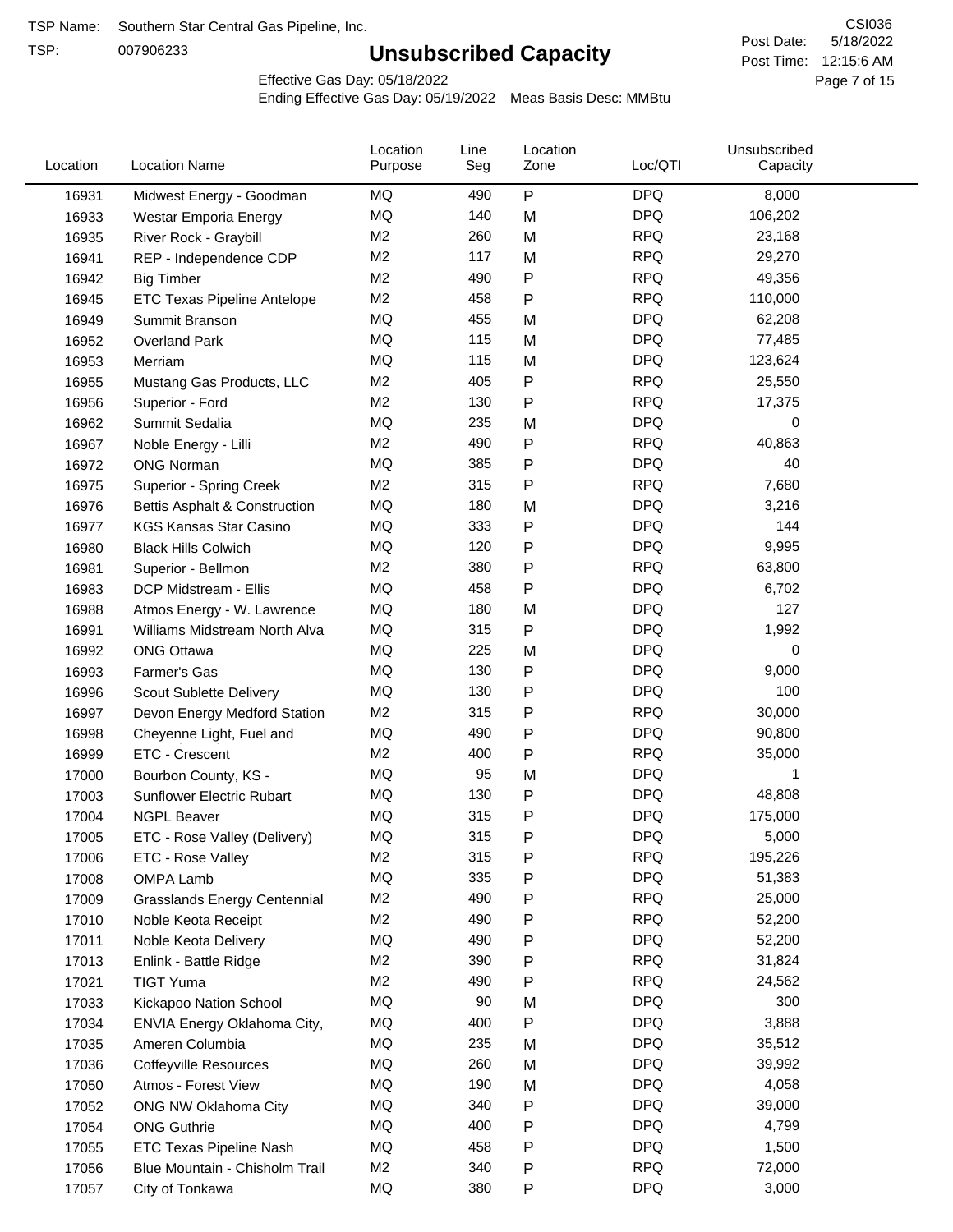TSP Name: Southern Star Central Gas Pipeline, Inc.

TSP: 007906233

# Unsubscribed Capacity

CSI036

Post Date: 5/18/2022

Post Time: 12:15:6 AM

Effective Gas Day: 05/18/2022

Ending Effective Gas Day: 05/19/2022 Meas Basis Desc: MMBtu

| Location | Location Name | Location Purpose | Line Seg | Location Zone | Loc/QTI | Unsubscribed Capacity |
|---|---|---|---|---|---|---|
| 16931 | Midwest Energy - Goodman | MQ | 490 | P | DPQ | 8,000 |
| 16933 | Westar Emporia Energy | MQ | 140 | M | DPQ | 106,202 |
| 16935 | River Rock - Graybill | M2 | 260 | M | RPQ | 23,168 |
| 16941 | REP - Independence CDP | M2 | 117 | M | RPQ | 29,270 |
| 16942 | Big Timber | M2 | 490 | P | RPQ | 49,356 |
| 16945 | ETC Texas Pipeline Antelope | M2 | 458 | P | RPQ | 110,000 |
| 16949 | Summit Branson | MQ | 455 | M | DPQ | 62,208 |
| 16952 | Overland Park | MQ | 115 | M | DPQ | 77,485 |
| 16953 | Merriam | MQ | 115 | M | DPQ | 123,624 |
| 16955 | Mustang Gas Products, LLC | M2 | 405 | P | RPQ | 25,550 |
| 16956 | Superior - Ford | M2 | 130 | P | RPQ | 17,375 |
| 16962 | Summit Sedalia | MQ | 235 | M | DPQ | 0 |
| 16967 | Noble Energy - Lilli | M2 | 490 | P | RPQ | 40,863 |
| 16972 | ONG Norman | MQ | 385 | P | DPQ | 40 |
| 16975 | Superior - Spring Creek | M2 | 315 | P | RPQ | 7,680 |
| 16976 | Bettis Asphalt & Construction | MQ | 180 | M | DPQ | 3,216 |
| 16977 | KGS Kansas Star Casino | MQ | 333 | P | DPQ | 144 |
| 16980 | Black Hills Colwich | MQ | 120 | P | DPQ | 9,995 |
| 16981 | Superior - Bellmon | M2 | 380 | P | RPQ | 63,800 |
| 16983 | DCP Midstream - Ellis | MQ | 458 | P | DPQ | 6,702 |
| 16988 | Atmos Energy - W. Lawrence | MQ | 180 | M | DPQ | 127 |
| 16991 | Williams Midstream North Alva | MQ | 315 | P | DPQ | 1,992 |
| 16992 | ONG Ottawa | MQ | 225 | M | DPQ | 0 |
| 16993 | Farmer's Gas | MQ | 130 | P | DPQ | 9,000 |
| 16996 | Scout Sublette Delivery | MQ | 130 | P | DPQ | 100 |
| 16997 | Devon Energy Medford Station | M2 | 315 | P | RPQ | 30,000 |
| 16998 | Cheyenne Light, Fuel and | MQ | 490 | P | DPQ | 90,800 |
| 16999 | ETC - Crescent | M2 | 400 | P | RPQ | 35,000 |
| 17000 | Bourbon County, KS - | MQ | 95 | M | DPQ | 1 |
| 17003 | Sunflower Electric Rubart | MQ | 130 | P | DPQ | 48,808 |
| 17004 | NGPL Beaver | MQ | 315 | P | DPQ | 175,000 |
| 17005 | ETC - Rose Valley (Delivery) | MQ | 315 | P | DPQ | 5,000 |
| 17006 | ETC - Rose Valley | M2 | 315 | P | RPQ | 195,226 |
| 17008 | OMPA Lamb | MQ | 335 | P | DPQ | 51,383 |
| 17009 | Grasslands Energy Centennial | M2 | 490 | P | RPQ | 25,000 |
| 17010 | Noble Keota Receipt | M2 | 490 | P | RPQ | 52,200 |
| 17011 | Noble Keota Delivery | MQ | 490 | P | DPQ | 52,200 |
| 17013 | Enlink - Battle Ridge | M2 | 390 | P | RPQ | 31,824 |
| 17021 | TIGT Yuma | M2 | 490 | P | RPQ | 24,562 |
| 17033 | Kickapoo Nation School | MQ | 90 | M | DPQ | 300 |
| 17034 | ENVIA Energy Oklahoma City, | MQ | 400 | P | DPQ | 3,888 |
| 17035 | Ameren Columbia | MQ | 235 | M | DPQ | 35,512 |
| 17036 | Coffeyville Resources | MQ | 260 | M | DPQ | 39,992 |
| 17050 | Atmos - Forest View | MQ | 190 | M | DPQ | 4,058 |
| 17052 | ONG NW Oklahoma City | MQ | 340 | P | DPQ | 39,000 |
| 17054 | ONG Guthrie | MQ | 400 | P | DPQ | 4,799 |
| 17055 | ETC Texas Pipeline Nash | MQ | 458 | P | DPQ | 1,500 |
| 17056 | Blue Mountain - Chisholm Trail | M2 | 340 | P | RPQ | 72,000 |
| 17057 | City of Tonkawa | MQ | 380 | P | DPQ | 3,000 |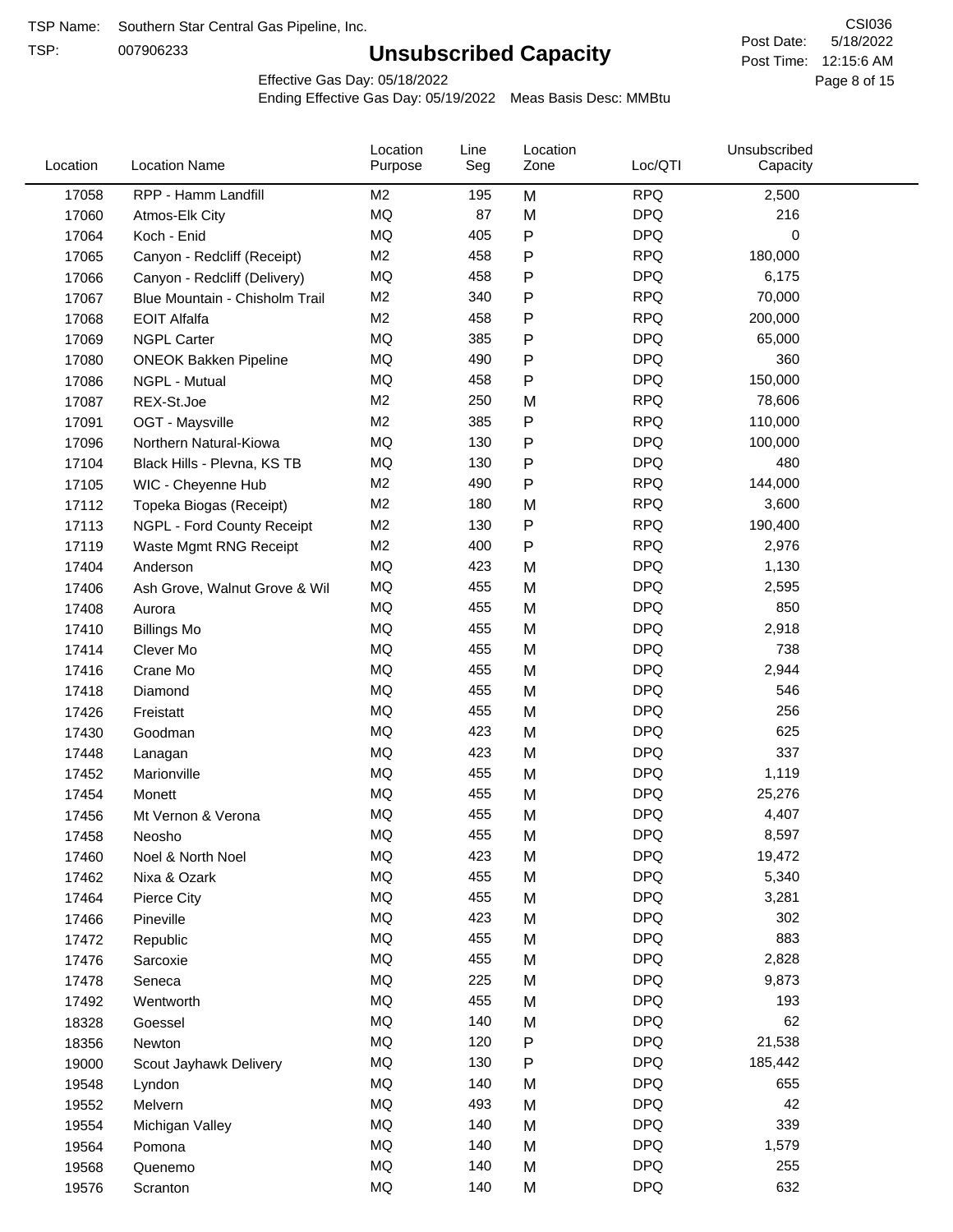TSP Name: Southern Star Central Gas Pipeline, Inc.

TSP: 007906233

# Unsubscribed Capacity

CSI036

Post Date: 5/18/2022

Post Time: 12:15:6 AM

Effective Gas Day: 05/18/2022

Ending Effective Gas Day: 05/19/2022 Meas Basis Desc: MMBtu

| Location | Location Name | Location Purpose | Line Seg | Location Zone | Loc/QTI | Unsubscribed Capacity |
|---|---|---|---|---|---|---|
| 17058 | RPP - Hamm Landfill | M2 | 195 | M | RPQ | 2,500 |
| 17060 | Atmos-Elk City | MQ | 87 | M | DPQ | 216 |
| 17064 | Koch - Enid | MQ | 405 | P | DPQ | 0 |
| 17065 | Canyon - Redcliff (Receipt) | M2 | 458 | P | RPQ | 180,000 |
| 17066 | Canyon - Redcliff (Delivery) | MQ | 458 | P | DPQ | 6,175 |
| 17067 | Blue Mountain - Chisholm Trail | M2 | 340 | P | RPQ | 70,000 |
| 17068 | EOIT Alfalfa | M2 | 458 | P | RPQ | 200,000 |
| 17069 | NGPL Carter | MQ | 385 | P | DPQ | 65,000 |
| 17080 | ONEOK Bakken Pipeline | MQ | 490 | P | DPQ | 360 |
| 17086 | NGPL - Mutual | MQ | 458 | P | DPQ | 150,000 |
| 17087 | REX-St.Joe | M2 | 250 | M | RPQ | 78,606 |
| 17091 | OGT - Maysville | M2 | 385 | P | RPQ | 110,000 |
| 17096 | Northern Natural-Kiowa | MQ | 130 | P | DPQ | 100,000 |
| 17104 | Black Hills - Plevna, KS TB | MQ | 130 | P | DPQ | 480 |
| 17105 | WIC - Cheyenne Hub | M2 | 490 | P | RPQ | 144,000 |
| 17112 | Topeka Biogas (Receipt) | M2 | 180 | M | RPQ | 3,600 |
| 17113 | NGPL - Ford County Receipt | M2 | 130 | P | RPQ | 190,400 |
| 17119 | Waste Mgmt RNG Receipt | M2 | 400 | P | RPQ | 2,976 |
| 17404 | Anderson | MQ | 423 | M | DPQ | 1,130 |
| 17406 | Ash Grove, Walnut Grove & Wil | MQ | 455 | M | DPQ | 2,595 |
| 17408 | Aurora | MQ | 455 | M | DPQ | 850 |
| 17410 | Billings Mo | MQ | 455 | M | DPQ | 2,918 |
| 17414 | Clever Mo | MQ | 455 | M | DPQ | 738 |
| 17416 | Crane Mo | MQ | 455 | M | DPQ | 2,944 |
| 17418 | Diamond | MQ | 455 | M | DPQ | 546 |
| 17426 | Freistatt | MQ | 455 | M | DPQ | 256 |
| 17430 | Goodman | MQ | 423 | M | DPQ | 625 |
| 17448 | Lanagan | MQ | 423 | M | DPQ | 337 |
| 17452 | Marionville | MQ | 455 | M | DPQ | 1,119 |
| 17454 | Monett | MQ | 455 | M | DPQ | 25,276 |
| 17456 | Mt Vernon & Verona | MQ | 455 | M | DPQ | 4,407 |
| 17458 | Neosho | MQ | 455 | M | DPQ | 8,597 |
| 17460 | Noel & North Noel | MQ | 423 | M | DPQ | 19,472 |
| 17462 | Nixa & Ozark | MQ | 455 | M | DPQ | 5,340 |
| 17464 | Pierce City | MQ | 455 | M | DPQ | 3,281 |
| 17466 | Pineville | MQ | 423 | M | DPQ | 302 |
| 17472 | Republic | MQ | 455 | M | DPQ | 883 |
| 17476 | Sarcoxie | MQ | 455 | M | DPQ | 2,828 |
| 17478 | Seneca | MQ | 225 | M | DPQ | 9,873 |
| 17492 | Wentworth | MQ | 455 | M | DPQ | 193 |
| 18328 | Goessel | MQ | 140 | M | DPQ | 62 |
| 18356 | Newton | MQ | 120 | P | DPQ | 21,538 |
| 19000 | Scout Jayhawk Delivery | MQ | 130 | P | DPQ | 185,442 |
| 19548 | Lyndon | MQ | 140 | M | DPQ | 655 |
| 19552 | Melvern | MQ | 493 | M | DPQ | 42 |
| 19554 | Michigan Valley | MQ | 140 | M | DPQ | 339 |
| 19564 | Pomona | MQ | 140 | M | DPQ | 1,579 |
| 19568 | Quenemo | MQ | 140 | M | DPQ | 255 |
| 19576 | Scranton | MQ | 140 | M | DPQ | 632 |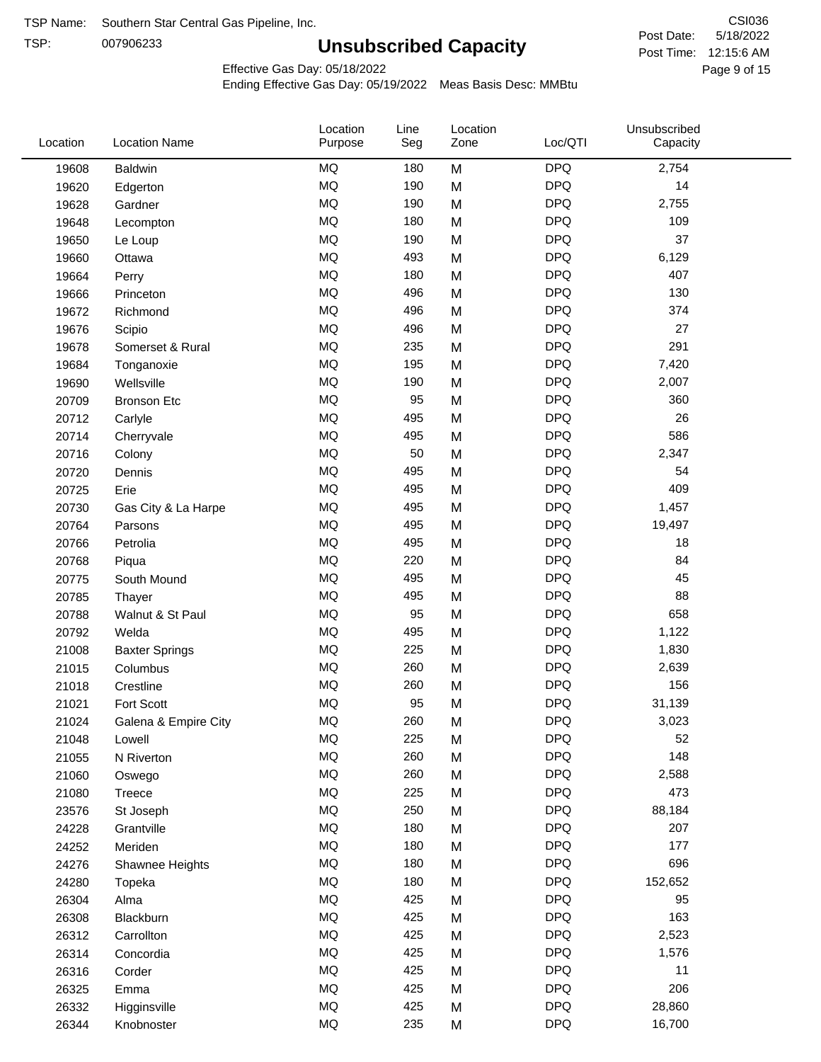TSP Name: Southern Star Central Gas Pipeline, Inc.

TSP: 007906233

# Unsubscribed Capacity

CSI036

Post Date: 5/18/2022

Post Time: 12:15:6 AM

Effective Gas Day: 05/18/2022

Ending Effective Gas Day: 05/19/2022 Meas Basis Desc: MMBtu

| Location | Location Name | Location Purpose | Line Seg | Location Zone | Loc/QTI | Unsubscribed Capacity |
|---|---|---|---|---|---|---|
| 19608 | Baldwin | MQ | 180 | M | DPQ | 2,754 |
| 19620 | Edgerton | MQ | 190 | M | DPQ | 14 |
| 19628 | Gardner | MQ | 190 | M | DPQ | 2,755 |
| 19648 | Lecompton | MQ | 180 | M | DPQ | 109 |
| 19650 | Le Loup | MQ | 190 | M | DPQ | 37 |
| 19660 | Ottawa | MQ | 493 | M | DPQ | 6,129 |
| 19664 | Perry | MQ | 180 | M | DPQ | 407 |
| 19666 | Princeton | MQ | 496 | M | DPQ | 130 |
| 19672 | Richmond | MQ | 496 | M | DPQ | 374 |
| 19676 | Scipio | MQ | 496 | M | DPQ | 27 |
| 19678 | Somerset & Rural | MQ | 235 | M | DPQ | 291 |
| 19684 | Tonganoxie | MQ | 195 | M | DPQ | 7,420 |
| 19690 | Wellsville | MQ | 190 | M | DPQ | 2,007 |
| 20709 | Bronson Etc | MQ | 95 | M | DPQ | 360 |
| 20712 | Carlyle | MQ | 495 | M | DPQ | 26 |
| 20714 | Cherryvale | MQ | 495 | M | DPQ | 586 |
| 20716 | Colony | MQ | 50 | M | DPQ | 2,347 |
| 20720 | Dennis | MQ | 495 | M | DPQ | 54 |
| 20725 | Erie | MQ | 495 | M | DPQ | 409 |
| 20730 | Gas City & La Harpe | MQ | 495 | M | DPQ | 1,457 |
| 20764 | Parsons | MQ | 495 | M | DPQ | 19,497 |
| 20766 | Petrolia | MQ | 495 | M | DPQ | 18 |
| 20768 | Piqua | MQ | 220 | M | DPQ | 84 |
| 20775 | South Mound | MQ | 495 | M | DPQ | 45 |
| 20785 | Thayer | MQ | 495 | M | DPQ | 88 |
| 20788 | Walnut & St Paul | MQ | 95 | M | DPQ | 658 |
| 20792 | Welda | MQ | 495 | M | DPQ | 1,122 |
| 21008 | Baxter Springs | MQ | 225 | M | DPQ | 1,830 |
| 21015 | Columbus | MQ | 260 | M | DPQ | 2,639 |
| 21018 | Crestline | MQ | 260 | M | DPQ | 156 |
| 21021 | Fort Scott | MQ | 95 | M | DPQ | 31,139 |
| 21024 | Galena & Empire City | MQ | 260 | M | DPQ | 3,023 |
| 21048 | Lowell | MQ | 225 | M | DPQ | 52 |
| 21055 | N Riverton | MQ | 260 | M | DPQ | 148 |
| 21060 | Oswego | MQ | 260 | M | DPQ | 2,588 |
| 21080 | Treece | MQ | 225 | M | DPQ | 473 |
| 23576 | St Joseph | MQ | 250 | M | DPQ | 88,184 |
| 24228 | Grantville | MQ | 180 | M | DPQ | 207 |
| 24252 | Meriden | MQ | 180 | M | DPQ | 177 |
| 24276 | Shawnee Heights | MQ | 180 | M | DPQ | 696 |
| 24280 | Topeka | MQ | 180 | M | DPQ | 152,652 |
| 26304 | Alma | MQ | 425 | M | DPQ | 95 |
| 26308 | Blackburn | MQ | 425 | M | DPQ | 163 |
| 26312 | Carrollton | MQ | 425 | M | DPQ | 2,523 |
| 26314 | Concordia | MQ | 425 | M | DPQ | 1,576 |
| 26316 | Corder | MQ | 425 | M | DPQ | 11 |
| 26325 | Emma | MQ | 425 | M | DPQ | 206 |
| 26332 | Higginsville | MQ | 425 | M | DPQ | 28,860 |
| 26344 | Knobnoster | MQ | 235 | M | DPQ | 16,700 |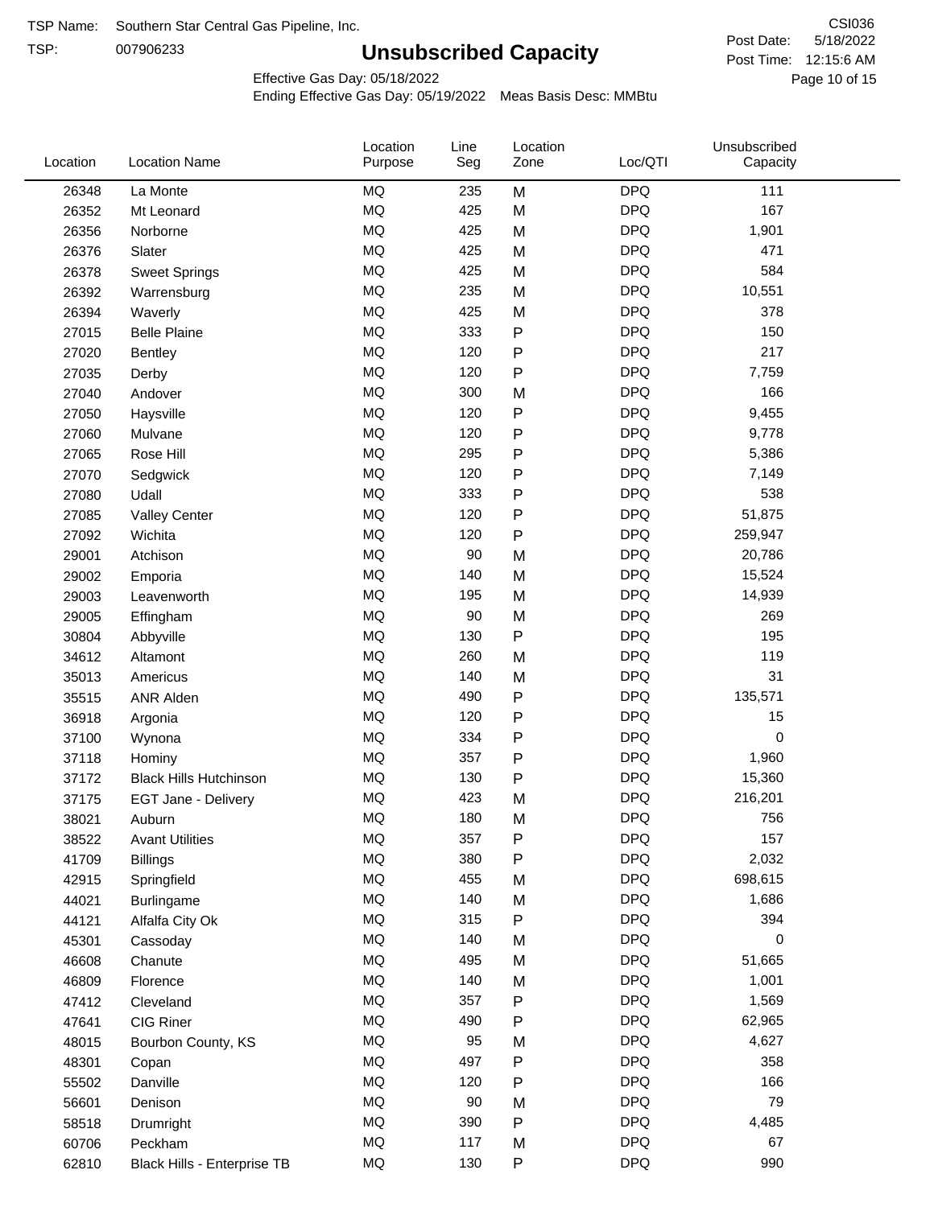TSP Name: Southern Star Central Gas Pipeline, Inc.

TSP: 007906233

# Unsubscribed Capacity

CSI036

Post Date: 5/18/2022

Post Time: 12:15:6 AM

Effective Gas Day: 05/18/2022

Ending Effective Gas Day: 05/19/2022 Meas Basis Desc: MMBtu

| Location | Location Name | Location Purpose | Line Seg | Location Zone | Loc/QTI | Unsubscribed Capacity |
|---|---|---|---|---|---|---|
| 26348 | La Monte | MQ | 235 | M | DPQ | 111 |
| 26352 | Mt Leonard | MQ | 425 | M | DPQ | 167 |
| 26356 | Norborne | MQ | 425 | M | DPQ | 1,901 |
| 26376 | Slater | MQ | 425 | M | DPQ | 471 |
| 26378 | Sweet Springs | MQ | 425 | M | DPQ | 584 |
| 26392 | Warrensburg | MQ | 235 | M | DPQ | 10,551 |
| 26394 | Waverly | MQ | 425 | M | DPQ | 378 |
| 27015 | Belle Plaine | MQ | 333 | P | DPQ | 150 |
| 27020 | Bentley | MQ | 120 | P | DPQ | 217 |
| 27035 | Derby | MQ | 120 | P | DPQ | 7,759 |
| 27040 | Andover | MQ | 300 | M | DPQ | 166 |
| 27050 | Haysville | MQ | 120 | P | DPQ | 9,455 |
| 27060 | Mulvane | MQ | 120 | P | DPQ | 9,778 |
| 27065 | Rose Hill | MQ | 295 | P | DPQ | 5,386 |
| 27070 | Sedgwick | MQ | 120 | P | DPQ | 7,149 |
| 27080 | Udall | MQ | 333 | P | DPQ | 538 |
| 27085 | Valley Center | MQ | 120 | P | DPQ | 51,875 |
| 27092 | Wichita | MQ | 120 | P | DPQ | 259,947 |
| 29001 | Atchison | MQ | 90 | M | DPQ | 20,786 |
| 29002 | Emporia | MQ | 140 | M | DPQ | 15,524 |
| 29003 | Leavenworth | MQ | 195 | M | DPQ | 14,939 |
| 29005 | Effingham | MQ | 90 | M | DPQ | 269 |
| 30804 | Abbyville | MQ | 130 | P | DPQ | 195 |
| 34612 | Altamont | MQ | 260 | M | DPQ | 119 |
| 35013 | Americus | MQ | 140 | M | DPQ | 31 |
| 35515 | ANR Alden | MQ | 490 | P | DPQ | 135,571 |
| 36918 | Argonia | MQ | 120 | P | DPQ | 15 |
| 37100 | Wynona | MQ | 334 | P | DPQ | 0 |
| 37118 | Hominy | MQ | 357 | P | DPQ | 1,960 |
| 37172 | Black Hills Hutchinson | MQ | 130 | P | DPQ | 15,360 |
| 37175 | EGT Jane - Delivery | MQ | 423 | M | DPQ | 216,201 |
| 38021 | Auburn | MQ | 180 | M | DPQ | 756 |
| 38522 | Avant Utilities | MQ | 357 | P | DPQ | 157 |
| 41709 | Billings | MQ | 380 | P | DPQ | 2,032 |
| 42915 | Springfield | MQ | 455 | M | DPQ | 698,615 |
| 44021 | Burlingame | MQ | 140 | M | DPQ | 1,686 |
| 44121 | Alfalfa City Ok | MQ | 315 | P | DPQ | 394 |
| 45301 | Cassoday | MQ | 140 | M | DPQ | 0 |
| 46608 | Chanute | MQ | 495 | M | DPQ | 51,665 |
| 46809 | Florence | MQ | 140 | M | DPQ | 1,001 |
| 47412 | Cleveland | MQ | 357 | P | DPQ | 1,569 |
| 47641 | CIG Riner | MQ | 490 | P | DPQ | 62,965 |
| 48015 | Bourbon County, KS | MQ | 95 | M | DPQ | 4,627 |
| 48301 | Copan | MQ | 497 | P | DPQ | 358 |
| 55502 | Danville | MQ | 120 | P | DPQ | 166 |
| 56601 | Denison | MQ | 90 | M | DPQ | 79 |
| 58518 | Drumright | MQ | 390 | P | DPQ | 4,485 |
| 60706 | Peckham | MQ | 117 | M | DPQ | 67 |
| 62810 | Black Hills - Enterprise TB | MQ | 130 | P | DPQ | 990 |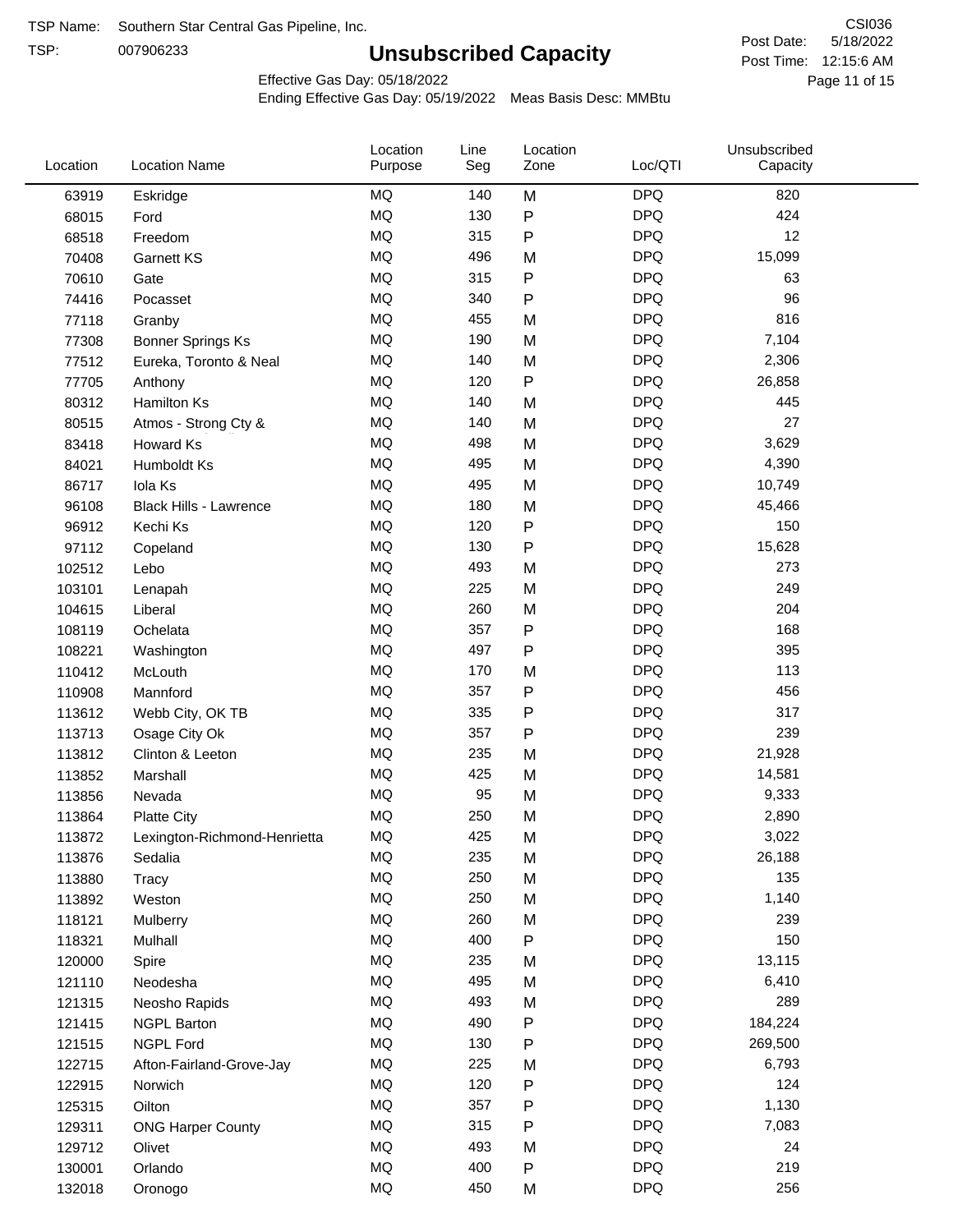TSP Name: Southern Star Central Gas Pipeline, Inc.

TSP: 007906233

# Unsubscribed Capacity

CSI036

Post Date: 5/18/2022

Post Time: 12:15:6 AM

Effective Gas Day: 05/18/2022

Ending Effective Gas Day: 05/19/2022 Meas Basis Desc: MMBtu

| Location | Location Name | Location Purpose | Line Seg | Location Zone | Loc/QTI | Unsubscribed Capacity |
|---|---|---|---|---|---|---|
| 63919 | Eskridge | MQ | 140 | M | DPQ | 820 |
| 68015 | Ford | MQ | 130 | P | DPQ | 424 |
| 68518 | Freedom | MQ | 315 | P | DPQ | 12 |
| 70408 | Garnett KS | MQ | 496 | M | DPQ | 15,099 |
| 70610 | Gate | MQ | 315 | P | DPQ | 63 |
| 74416 | Pocasset | MQ | 340 | P | DPQ | 96 |
| 77118 | Granby | MQ | 455 | M | DPQ | 816 |
| 77308 | Bonner Springs Ks | MQ | 190 | M | DPQ | 7,104 |
| 77512 | Eureka, Toronto & Neal | MQ | 140 | M | DPQ | 2,306 |
| 77705 | Anthony | MQ | 120 | P | DPQ | 26,858 |
| 80312 | Hamilton Ks | MQ | 140 | M | DPQ | 445 |
| 80515 | Atmos - Strong Cty & | MQ | 140 | M | DPQ | 27 |
| 83418 | Howard Ks | MQ | 498 | M | DPQ | 3,629 |
| 84021 | Humboldt Ks | MQ | 495 | M | DPQ | 4,390 |
| 86717 | Iola Ks | MQ | 495 | M | DPQ | 10,749 |
| 96108 | Black Hills - Lawrence | MQ | 180 | M | DPQ | 45,466 |
| 96912 | Kechi Ks | MQ | 120 | P | DPQ | 150 |
| 97112 | Copeland | MQ | 130 | P | DPQ | 15,628 |
| 102512 | Lebo | MQ | 493 | M | DPQ | 273 |
| 103101 | Lenapah | MQ | 225 | M | DPQ | 249 |
| 104615 | Liberal | MQ | 260 | M | DPQ | 204 |
| 108119 | Ochelata | MQ | 357 | P | DPQ | 168 |
| 108221 | Washington | MQ | 497 | P | DPQ | 395 |
| 110412 | McLouth | MQ | 170 | M | DPQ | 113 |
| 110908 | Mannford | MQ | 357 | P | DPQ | 456 |
| 113612 | Webb City, OK TB | MQ | 335 | P | DPQ | 317 |
| 113713 | Osage City Ok | MQ | 357 | P | DPQ | 239 |
| 113812 | Clinton & Leeton | MQ | 235 | M | DPQ | 21,928 |
| 113852 | Marshall | MQ | 425 | M | DPQ | 14,581 |
| 113856 | Nevada | MQ | 95 | M | DPQ | 9,333 |
| 113864 | Platte City | MQ | 250 | M | DPQ | 2,890 |
| 113872 | Lexington-Richmond-Henrietta | MQ | 425 | M | DPQ | 3,022 |
| 113876 | Sedalia | MQ | 235 | M | DPQ | 26,188 |
| 113880 | Tracy | MQ | 250 | M | DPQ | 135 |
| 113892 | Weston | MQ | 250 | M | DPQ | 1,140 |
| 118121 | Mulberry | MQ | 260 | M | DPQ | 239 |
| 118321 | Mulhall | MQ | 400 | P | DPQ | 150 |
| 120000 | Spire | MQ | 235 | M | DPQ | 13,115 |
| 121110 | Neodesha | MQ | 495 | M | DPQ | 6,410 |
| 121315 | Neosho Rapids | MQ | 493 | M | DPQ | 289 |
| 121415 | NGPL Barton | MQ | 490 | P | DPQ | 184,224 |
| 121515 | NGPL Ford | MQ | 130 | P | DPQ | 269,500 |
| 122715 | Afton-Fairland-Grove-Jay | MQ | 225 | M | DPQ | 6,793 |
| 122915 | Norwich | MQ | 120 | P | DPQ | 124 |
| 125315 | Oilton | MQ | 357 | P | DPQ | 1,130 |
| 129311 | ONG Harper County | MQ | 315 | P | DPQ | 7,083 |
| 129712 | Olivet | MQ | 493 | M | DPQ | 24 |
| 130001 | Orlando | MQ | 400 | P | DPQ | 219 |
| 132018 | Oronogo | MQ | 450 | M | DPQ | 256 |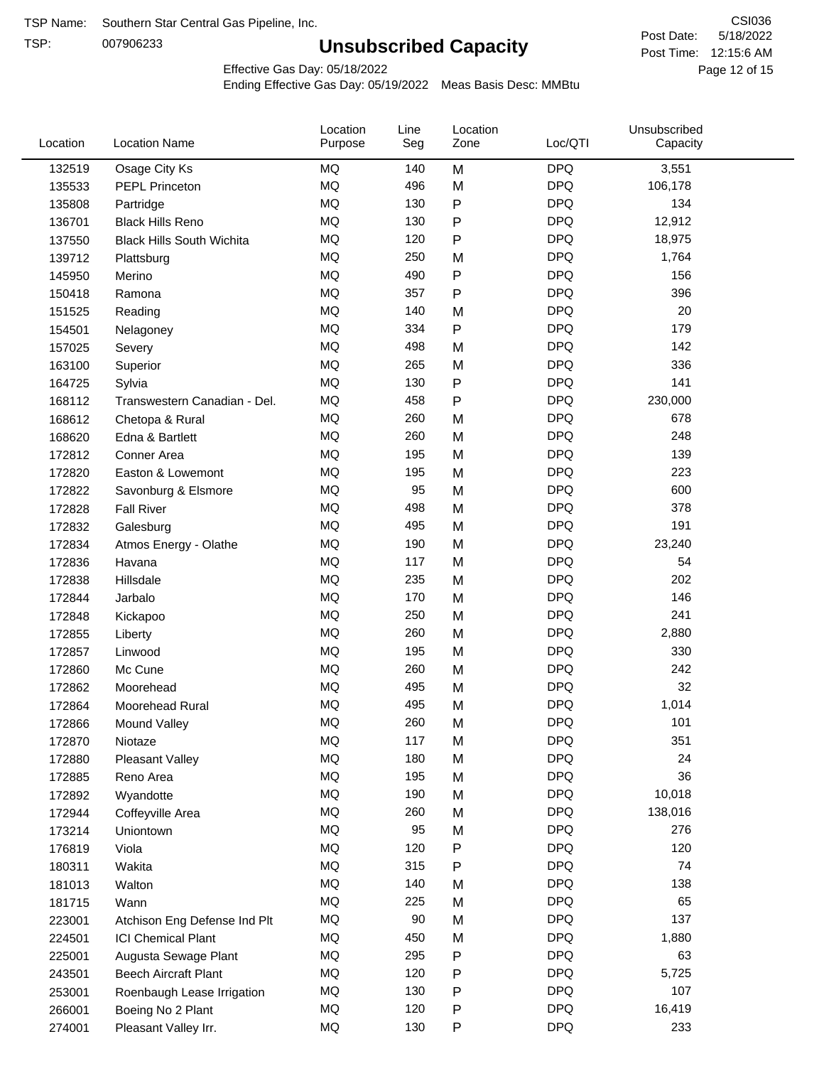TSP Name: Southern Star Central Gas Pipeline, Inc.

TSP: 007906233

# Unsubscribed Capacity

CSI036

Post Date: 5/18/2022

Post Time: 12:15:6 AM

Effective Gas Day: 05/18/2022

Ending Effective Gas Day: 05/19/2022 Meas Basis Desc: MMBtu

| Location | Location Name | Location Purpose | Line Seg | Location Zone | Loc/QTI | Unsubscribed Capacity |
|---|---|---|---|---|---|---|
| 132519 | Osage City Ks | MQ | 140 | M | DPQ | 3,551 |
| 135533 | PEPL Princeton | MQ | 496 | M | DPQ | 106,178 |
| 135808 | Partridge | MQ | 130 | P | DPQ | 134 |
| 136701 | Black Hills Reno | MQ | 130 | P | DPQ | 12,912 |
| 137550 | Black Hills South Wichita | MQ | 120 | P | DPQ | 18,975 |
| 139712 | Plattsburg | MQ | 250 | M | DPQ | 1,764 |
| 145950 | Merino | MQ | 490 | P | DPQ | 156 |
| 150418 | Ramona | MQ | 357 | P | DPQ | 396 |
| 151525 | Reading | MQ | 140 | M | DPQ | 20 |
| 154501 | Nelagoney | MQ | 334 | P | DPQ | 179 |
| 157025 | Severy | MQ | 498 | M | DPQ | 142 |
| 163100 | Superior | MQ | 265 | M | DPQ | 336 |
| 164725 | Sylvia | MQ | 130 | P | DPQ | 141 |
| 168112 | Transwestern Canadian - Del. | MQ | 458 | P | DPQ | 230,000 |
| 168612 | Chetopa & Rural | MQ | 260 | M | DPQ | 678 |
| 168620 | Edna & Bartlett | MQ | 260 | M | DPQ | 248 |
| 172812 | Conner Area | MQ | 195 | M | DPQ | 139 |
| 172820 | Easton & Lowemont | MQ | 195 | M | DPQ | 223 |
| 172822 | Savonburg & Elsmore | MQ | 95 | M | DPQ | 600 |
| 172828 | Fall River | MQ | 498 | M | DPQ | 378 |
| 172832 | Galesburg | MQ | 495 | M | DPQ | 191 |
| 172834 | Atmos Energy - Olathe | MQ | 190 | M | DPQ | 23,240 |
| 172836 | Havana | MQ | 117 | M | DPQ | 54 |
| 172838 | Hillsdale | MQ | 235 | M | DPQ | 202 |
| 172844 | Jarbalo | MQ | 170 | M | DPQ | 146 |
| 172848 | Kickapoo | MQ | 250 | M | DPQ | 241 |
| 172855 | Liberty | MQ | 260 | M | DPQ | 2,880 |
| 172857 | Linwood | MQ | 195 | M | DPQ | 330 |
| 172860 | Mc Cune | MQ | 260 | M | DPQ | 242 |
| 172862 | Moorehead | MQ | 495 | M | DPQ | 32 |
| 172864 | Moorehead Rural | MQ | 495 | M | DPQ | 1,014 |
| 172866 | Mound Valley | MQ | 260 | M | DPQ | 101 |
| 172870 | Niotaze | MQ | 117 | M | DPQ | 351 |
| 172880 | Pleasant Valley | MQ | 180 | M | DPQ | 24 |
| 172885 | Reno Area | MQ | 195 | M | DPQ | 36 |
| 172892 | Wyandotte | MQ | 190 | M | DPQ | 10,018 |
| 172944 | Coffeyville Area | MQ | 260 | M | DPQ | 138,016 |
| 173214 | Uniontown | MQ | 95 | M | DPQ | 276 |
| 176819 | Viola | MQ | 120 | P | DPQ | 120 |
| 180311 | Wakita | MQ | 315 | P | DPQ | 74 |
| 181013 | Walton | MQ | 140 | M | DPQ | 138 |
| 181715 | Wann | MQ | 225 | M | DPQ | 65 |
| 223001 | Atchison Eng Defense Ind Plt | MQ | 90 | M | DPQ | 137 |
| 224501 | ICI Chemical Plant | MQ | 450 | M | DPQ | 1,880 |
| 225001 | Augusta Sewage Plant | MQ | 295 | P | DPQ | 63 |
| 243501 | Beech Aircraft Plant | MQ | 120 | P | DPQ | 5,725 |
| 253001 | Roenbaugh Lease Irrigation | MQ | 130 | P | DPQ | 107 |
| 266001 | Boeing No 2 Plant | MQ | 120 | P | DPQ | 16,419 |
| 274001 | Pleasant Valley Irr. | MQ | 130 | P | DPQ | 233 |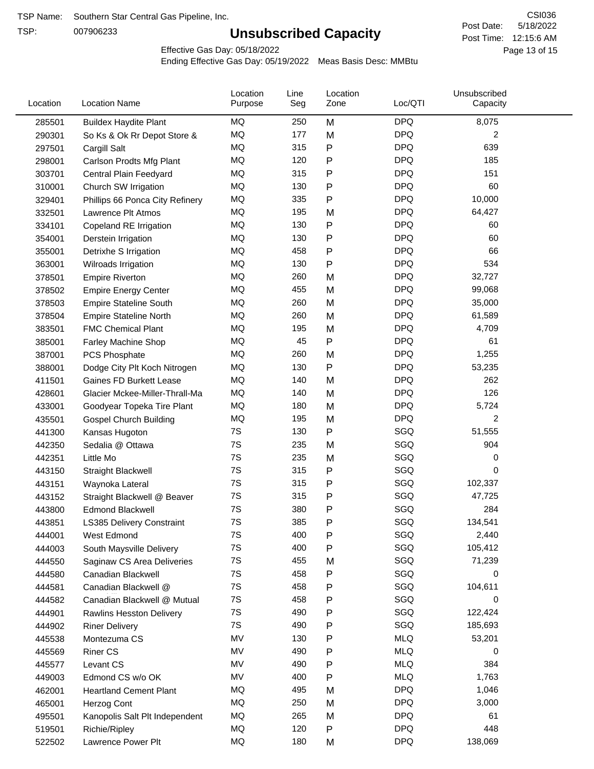TSP Name: Southern Star Central Gas Pipeline, Inc.

TSP: 007906233

# Unsubscribed Capacity

CSI036

Post Date: 5/18/2022

Post Time: 12:15:6 AM

Effective Gas Day: 05/18/2022

Ending Effective Gas Day: 05/19/2022 Meas Basis Desc: MMBtu

| Location | Location Name | Location Purpose | Line Seg | Location Zone | Loc/QTI | Unsubscribed Capacity |
|---|---|---|---|---|---|---|
| 285501 | Buildex Haydite Plant | MQ | 250 | M | DPQ | 8,075 |
| 290301 | So Ks & Ok Rr Depot Store & | MQ | 177 | M | DPQ | 2 |
| 297501 | Cargill Salt | MQ | 315 | P | DPQ | 639 |
| 298001 | Carlson Prodts Mfg Plant | MQ | 120 | P | DPQ | 185 |
| 303701 | Central Plain Feedyard | MQ | 315 | P | DPQ | 151 |
| 310001 | Church SW Irrigation | MQ | 130 | P | DPQ | 60 |
| 329401 | Phillips 66 Ponca City Refinery | MQ | 335 | P | DPQ | 10,000 |
| 332501 | Lawrence Plt Atmos | MQ | 195 | M | DPQ | 64,427 |
| 334101 | Copeland RE Irrigation | MQ | 130 | P | DPQ | 60 |
| 354001 | Derstein Irrigation | MQ | 130 | P | DPQ | 60 |
| 355001 | Detrixhe S Irrigation | MQ | 458 | P | DPQ | 66 |
| 363001 | Wilroads Irrigation | MQ | 130 | P | DPQ | 534 |
| 378501 | Empire Riverton | MQ | 260 | M | DPQ | 32,727 |
| 378502 | Empire Energy Center | MQ | 455 | M | DPQ | 99,068 |
| 378503 | Empire Stateline South | MQ | 260 | M | DPQ | 35,000 |
| 378504 | Empire Stateline North | MQ | 260 | M | DPQ | 61,589 |
| 383501 | FMC Chemical Plant | MQ | 195 | M | DPQ | 4,709 |
| 385001 | Farley Machine Shop | MQ | 45 | P | DPQ | 61 |
| 387001 | PCS Phosphate | MQ | 260 | M | DPQ | 1,255 |
| 388001 | Dodge City Plt Koch Nitrogen | MQ | 130 | P | DPQ | 53,235 |
| 411501 | Gaines FD Burkett Lease | MQ | 140 | M | DPQ | 262 |
| 428601 | Glacier Mckee-Miller-Thrall-Ma | MQ | 140 | M | DPQ | 126 |
| 433001 | Goodyear Topeka Tire Plant | MQ | 180 | M | DPQ | 5,724 |
| 435501 | Gospel Church Building | MQ | 195 | M | DPQ | 2 |
| 441300 | Kansas Hugoton | 7S | 130 | P | SGQ | 51,555 |
| 442350 | Sedalia @ Ottawa | 7S | 235 | M | SGQ | 904 |
| 442351 | Little Mo | 7S | 235 | M | SGQ | 0 |
| 443150 | Straight Blackwell | 7S | 315 | P | SGQ | 0 |
| 443151 | Waynoka Lateral | 7S | 315 | P | SGQ | 102,337 |
| 443152 | Straight Blackwell @ Beaver | 7S | 315 | P | SGQ | 47,725 |
| 443800 | Edmond Blackwell | 7S | 380 | P | SGQ | 284 |
| 443851 | LS385 Delivery Constraint | 7S | 385 | P | SGQ | 134,541 |
| 444001 | West Edmond | 7S | 400 | P | SGQ | 2,440 |
| 444003 | South Maysville Delivery | 7S | 400 | P | SGQ | 105,412 |
| 444550 | Saginaw CS Area Deliveries | 7S | 455 | M | SGQ | 71,239 |
| 444580 | Canadian Blackwell | 7S | 458 | P | SGQ | 0 |
| 444581 | Canadian Blackwell @ | 7S | 458 | P | SGQ | 104,611 |
| 444582 | Canadian Blackwell @ Mutual | 7S | 458 | P | SGQ | 0 |
| 444901 | Rawlins Hesston Delivery | 7S | 490 | P | SGQ | 122,424 |
| 444902 | Riner Delivery | 7S | 490 | P | SGQ | 185,693 |
| 445538 | Montezuma CS | MV | 130 | P | MLQ | 53,201 |
| 445569 | Riner CS | MV | 490 | P | MLQ | 0 |
| 445577 | Levant CS | MV | 490 | P | MLQ | 384 |
| 449003 | Edmond CS w/o OK | MV | 400 | P | MLQ | 1,763 |
| 462001 | Heartland Cement Plant | MQ | 495 | M | DPQ | 1,046 |
| 465001 | Herzog Cont | MQ | 250 | M | DPQ | 3,000 |
| 495501 | Kanopolis Salt Plt Independent | MQ | 265 | M | DPQ | 61 |
| 519501 | Richie/Ripley | MQ | 120 | P | DPQ | 448 |
| 522502 | Lawrence Power Plt | MQ | 180 | M | DPQ | 138,069 |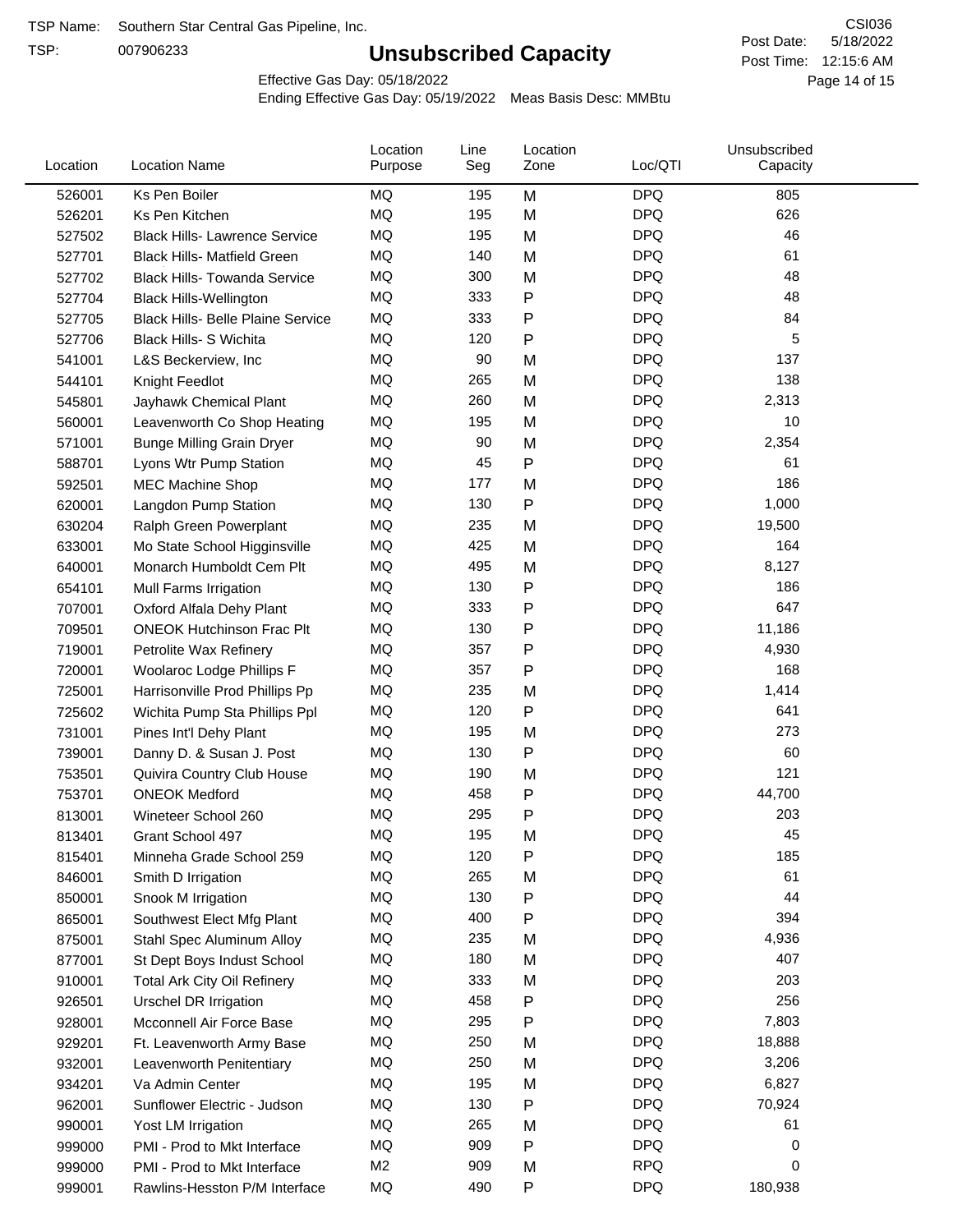TSP Name: Southern Star Central Gas Pipeline, Inc.

TSP: 007906233

# Unsubscribed Capacity

CSI036

Post Date: 5/18/2022

Post Time: 12:15:6 AM

Effective Gas Day: 05/18/2022

Ending Effective Gas Day: 05/19/2022 Meas Basis Desc: MMBtu

| Location | Location Name | Location Purpose | Line Seg | Location Zone | Loc/QTI | Unsubscribed Capacity |
|---|---|---|---|---|---|---|
| 526001 | Ks Pen Boiler | MQ | 195 | M | DPQ | 805 |
| 526201 | Ks Pen Kitchen | MQ | 195 | M | DPQ | 626 |
| 527502 | Black Hills- Lawrence Service | MQ | 195 | M | DPQ | 46 |
| 527701 | Black Hills- Matfield Green | MQ | 140 | M | DPQ | 61 |
| 527702 | Black Hills- Towanda Service | MQ | 300 | M | DPQ | 48 |
| 527704 | Black Hills-Wellington | MQ | 333 | P | DPQ | 48 |
| 527705 | Black Hills- Belle Plaine Service | MQ | 333 | P | DPQ | 84 |
| 527706 | Black Hills- S Wichita | MQ | 120 | P | DPQ | 5 |
| 541001 | L&S Beckerview, Inc | MQ | 90 | M | DPQ | 137 |
| 544101 | Knight Feedlot | MQ | 265 | M | DPQ | 138 |
| 545801 | Jayhawk Chemical Plant | MQ | 260 | M | DPQ | 2,313 |
| 560001 | Leavenworth Co Shop Heating | MQ | 195 | M | DPQ | 10 |
| 571001 | Bunge Milling Grain Dryer | MQ | 90 | M | DPQ | 2,354 |
| 588701 | Lyons Wtr Pump Station | MQ | 45 | P | DPQ | 61 |
| 592501 | MEC Machine Shop | MQ | 177 | M | DPQ | 186 |
| 620001 | Langdon Pump Station | MQ | 130 | P | DPQ | 1,000 |
| 630204 | Ralph Green Powerplant | MQ | 235 | M | DPQ | 19,500 |
| 633001 | Mo State School Higginsville | MQ | 425 | M | DPQ | 164 |
| 640001 | Monarch Humboldt Cem Plt | MQ | 495 | M | DPQ | 8,127 |
| 654101 | Mull Farms Irrigation | MQ | 130 | P | DPQ | 186 |
| 707001 | Oxford Alfala Dehy Plant | MQ | 333 | P | DPQ | 647 |
| 709501 | ONEOK Hutchinson Frac Plt | MQ | 130 | P | DPQ | 11,186 |
| 719001 | Petrolite Wax Refinery | MQ | 357 | P | DPQ | 4,930 |
| 720001 | Woolaroc Lodge Phillips F | MQ | 357 | P | DPQ | 168 |
| 725001 | Harrisonville Prod Phillips Pp | MQ | 235 | M | DPQ | 1,414 |
| 725602 | Wichita Pump Sta Phillips Ppl | MQ | 120 | P | DPQ | 641 |
| 731001 | Pines Int'l Dehy Plant | MQ | 195 | M | DPQ | 273 |
| 739001 | Danny D. & Susan J. Post | MQ | 130 | P | DPQ | 60 |
| 753501 | Quivira Country Club House | MQ | 190 | M | DPQ | 121 |
| 753701 | ONEOK Medford | MQ | 458 | P | DPQ | 44,700 |
| 813001 | Wineteer School 260 | MQ | 295 | P | DPQ | 203 |
| 813401 | Grant School 497 | MQ | 195 | M | DPQ | 45 |
| 815401 | Minneha Grade School 259 | MQ | 120 | P | DPQ | 185 |
| 846001 | Smith D Irrigation | MQ | 265 | M | DPQ | 61 |
| 850001 | Snook M Irrigation | MQ | 130 | P | DPQ | 44 |
| 865001 | Southwest Elect Mfg Plant | MQ | 400 | P | DPQ | 394 |
| 875001 | Stahl Spec Aluminum Alloy | MQ | 235 | M | DPQ | 4,936 |
| 877001 | St Dept Boys Indust School | MQ | 180 | M | DPQ | 407 |
| 910001 | Total Ark City Oil Refinery | MQ | 333 | M | DPQ | 203 |
| 926501 | Urschel DR Irrigation | MQ | 458 | P | DPQ | 256 |
| 928001 | Mcconnell Air Force Base | MQ | 295 | P | DPQ | 7,803 |
| 929201 | Ft. Leavenworth Army Base | MQ | 250 | M | DPQ | 18,888 |
| 932001 | Leavenworth Penitentiary | MQ | 250 | M | DPQ | 3,206 |
| 934201 | Va Admin Center | MQ | 195 | M | DPQ | 6,827 |
| 962001 | Sunflower Electric - Judson | MQ | 130 | P | DPQ | 70,924 |
| 990001 | Yost LM Irrigation | MQ | 265 | M | DPQ | 61 |
| 999000 | PMI - Prod to Mkt Interface | MQ | 909 | P | DPQ | 0 |
| 999000 | PMI - Prod to Mkt Interface | M2 | 909 | M | RPQ | 0 |
| 999001 | Rawlins-Hesston P/M Interface | MQ | 490 | P | DPQ | 180,938 |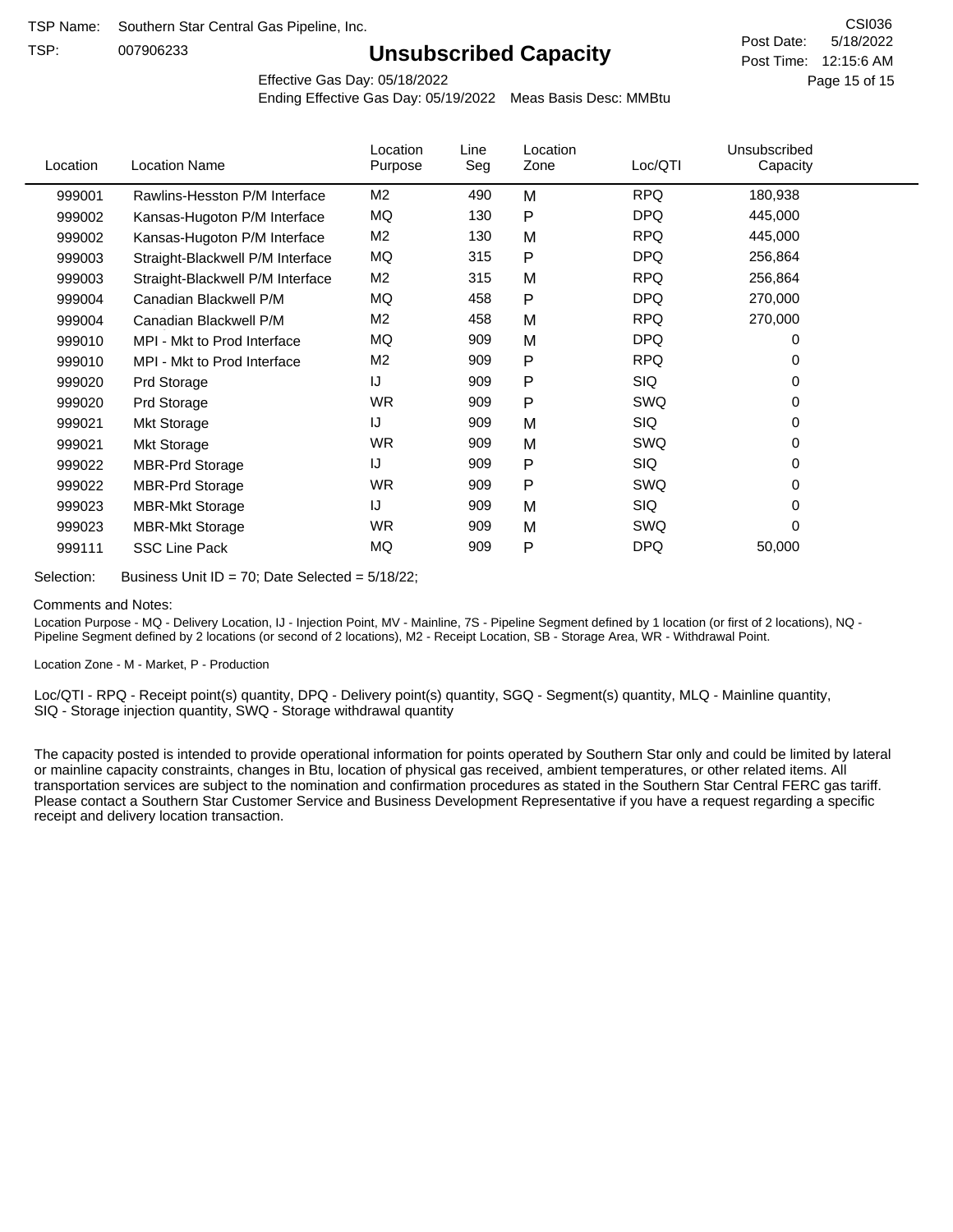TSP Name: Southern Star Central Gas Pipeline, Inc.

TSP: 007906233

# Unsubscribed Capacity

CSI036

Post Date: 5/18/2022

Post Time: 12:15:6 AM

Effective Gas Day: 05/18/2022

Ending Effective Gas Day: 05/19/2022 Meas Basis Desc: MMBtu

| Location | Location Name | Location Purpose | Line Seg | Location Zone | Loc/QTI | Unsubscribed Capacity |
|---|---|---|---|---|---|---|
| 999001 | Rawlins-Hesston P/M Interface | M2 | 490 | M | RPQ | 180,938 |
| 999002 | Kansas-Hugoton P/M Interface | MQ | 130 | P | DPQ | 445,000 |
| 999002 | Kansas-Hugoton P/M Interface | M2 | 130 | M | RPQ | 445,000 |
| 999003 | Straight-Blackwell P/M Interface | MQ | 315 | P | DPQ | 256,864 |
| 999003 | Straight-Blackwell P/M Interface | M2 | 315 | M | RPQ | 256,864 |
| 999004 | Canadian Blackwell P/M | MQ | 458 | P | DPQ | 270,000 |
| 999004 | Canadian Blackwell P/M | M2 | 458 | M | RPQ | 270,000 |
| 999010 | MPI - Mkt to Prod Interface | MQ | 909 | M | DPQ | 0 |
| 999010 | MPI - Mkt to Prod Interface | M2 | 909 | P | RPQ | 0 |
| 999020 | Prd Storage | IJ | 909 | P | SIQ | 0 |
| 999020 | Prd Storage | WR | 909 | P | SWQ | 0 |
| 999021 | Mkt Storage | IJ | 909 | M | SIQ | 0 |
| 999021 | Mkt Storage | WR | 909 | M | SWQ | 0 |
| 999022 | MBR-Prd Storage | IJ | 909 | P | SIQ | 0 |
| 999022 | MBR-Prd Storage | WR | 909 | P | SWQ | 0 |
| 999023 | MBR-Mkt Storage | IJ | 909 | M | SIQ | 0 |
| 999023 | MBR-Mkt Storage | WR | 909 | M | SWQ | 0 |
| 999111 | SSC Line Pack | MQ | 909 | P | DPQ | 50,000 |

Selection: Business Unit ID = 70; Date Selected = 5/18/22;

Comments and Notes:

Location Purpose - MQ - Delivery Location, IJ - Injection Point, MV - Mainline, 7S - Pipeline Segment defined by 1 location (or first of 2 locations), NQ - Pipeline Segment defined by 2 locations (or second of 2 locations), M2 - Receipt Location, SB - Storage Area, WR - Withdrawal Point.

Location Zone - M - Market, P - Production

Loc/QTI - RPQ - Receipt point(s) quantity, DPQ - Delivery point(s) quantity, SGQ - Segment(s) quantity, MLQ - Mainline quantity, SIQ - Storage injection quantity, SWQ - Storage withdrawal quantity

The capacity posted is intended to provide operational information for points operated by Southern Star only and could be limited by lateral or mainline capacity constraints, changes in Btu, location of physical gas received, ambient temperatures, or other related items. All transportation services are subject to the nomination and confirmation procedures as stated in the Southern Star Central FERC gas tariff. Please contact a Southern Star Customer Service and Business Development Representative if you have a request regarding a specific receipt and delivery location transaction.